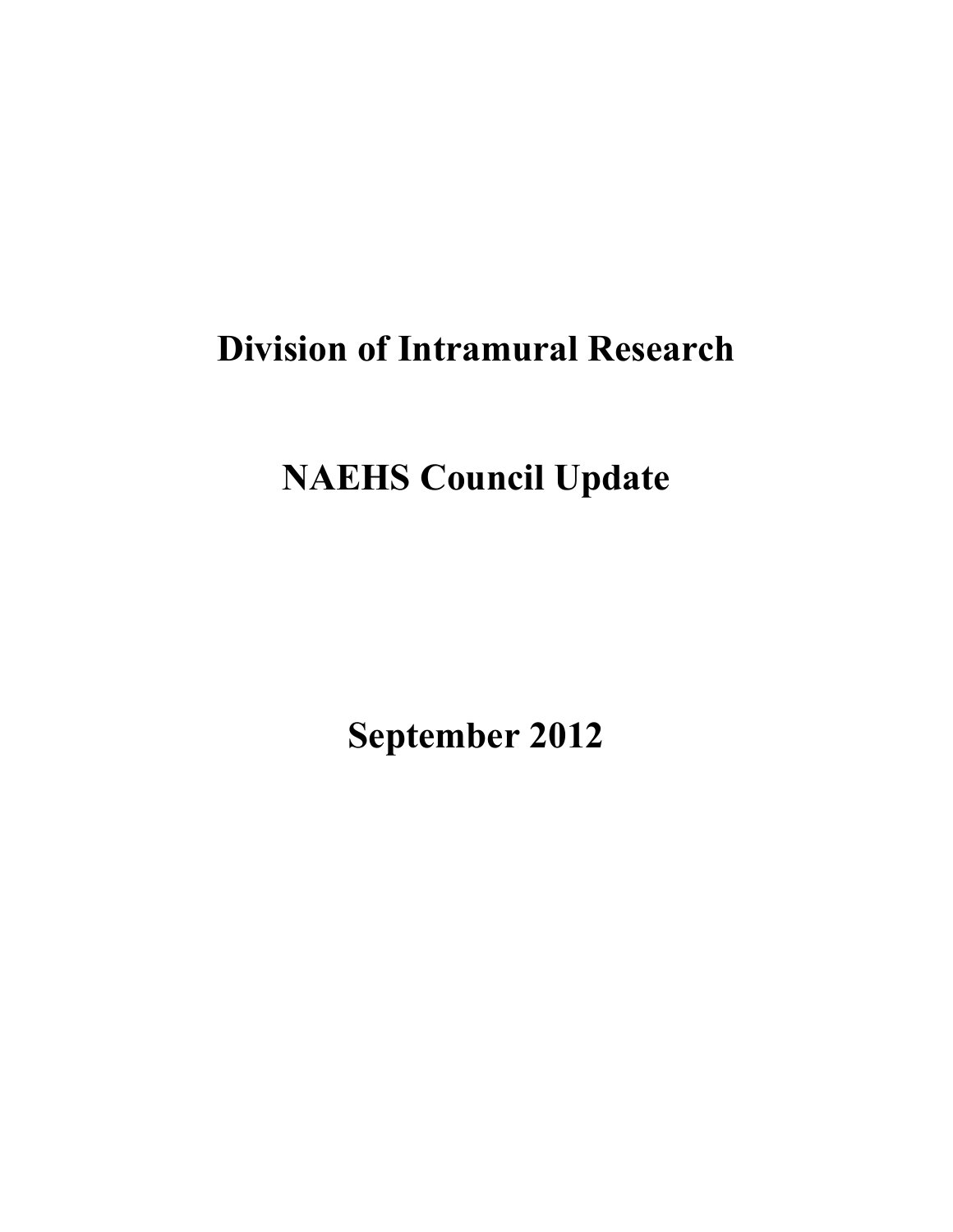# Division of Intramural Research

# NAEHS Council Update

# September 2012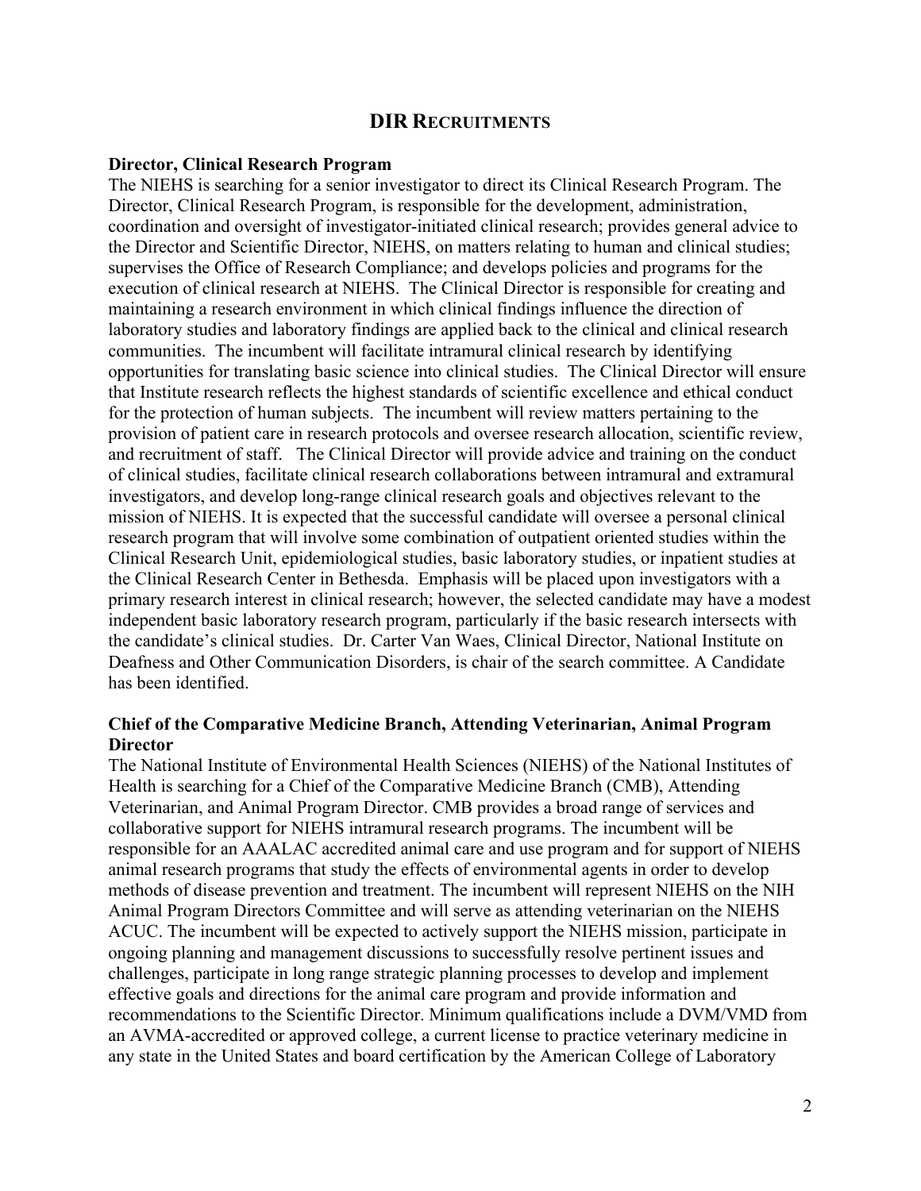## DIR RECRUITMENTS

**Director, Clinical Research Program**

The NIEHS is searching for a senior investigator to direct its Clinical Research Program. The Director, Clinical Research Program, is responsible for the development, administration, coordination and oversight of investigator-initiated clinical research; provides general advice to the Director and Scientific Director, NIEHS, on matters relating to human and clinical studies; supervises the Office of Research Compliance; and develops policies and programs for the execution of clinical research at NIEHS. The Clinical Director is responsible for creating and maintaining a research environment in which clinical findings influence the direction of laboratory studies and laboratory findings are applied back to the clinical and clinical research communities. The incumbent will facilitate intramural clinical research by identifying opportunities for translating basic science into clinical studies. The Clinical Director will ensure that Institute research reflects the highest standards of scientific excellence and ethical conduct for the protection of human subjects. The incumbent will review matters pertaining to the provision of patient care in research protocols and oversee research allocation, scientific review, and recruitment of staff. The Clinical Director will provide advice and training on the conduct of clinical studies, facilitate clinical research collaborations between intramural and extramural investigators, and develop long-range clinical research goals and objectives relevant to the mission of NIEHS. It is expected that the successful candidate will oversee a personal clinical research program that will involve some combination of outpatient oriented studies within the Clinical Research Unit, epidemiological studies, basic laboratory studies, or inpatient studies at the Clinical Research Center in Bethesda. Emphasis will be placed upon investigators with a primary research interest in clinical research; however, the selected candidate may have a modest independent basic laboratory research program, particularly if the basic research intersects with the candidate's clinical studies. Dr. Carter Van Waes, Clinical Director, National Institute on Deafness and Other Communication Disorders, is chair of the search committee. A Candidate has been identified.

**Chief of the Comparative Medicine Branch, Attending Veterinarian, Animal Program Director**

The National Institute of Environmental Health Sciences (NIEHS) of the National Institutes of Health is searching for a Chief of the Comparative Medicine Branch (CMB), Attending Veterinarian, and Animal Program Director. CMB provides a broad range of services and collaborative support for NIEHS intramural research programs. The incumbent will be responsible for an AAALAC accredited animal care and use program and for support of NIEHS animal research programs that study the effects of environmental agents in order to develop methods of disease prevention and treatment. The incumbent will represent NIEHS on the NIH Animal Program Directors Committee and will serve as attending veterinarian on the NIEHS ACUC. The incumbent will be expected to actively support the NIEHS mission, participate in ongoing planning and management discussions to successfully resolve pertinent issues and challenges, participate in long range strategic planning processes to develop and implement effective goals and directions for the animal care program and provide information and recommendations to the Scientific Director. Minimum qualifications include a DVM/VMD from an AVMA-accredited or approved college, a current license to practice veterinary medicine in any state in the United States and board certification by the American College of Laboratory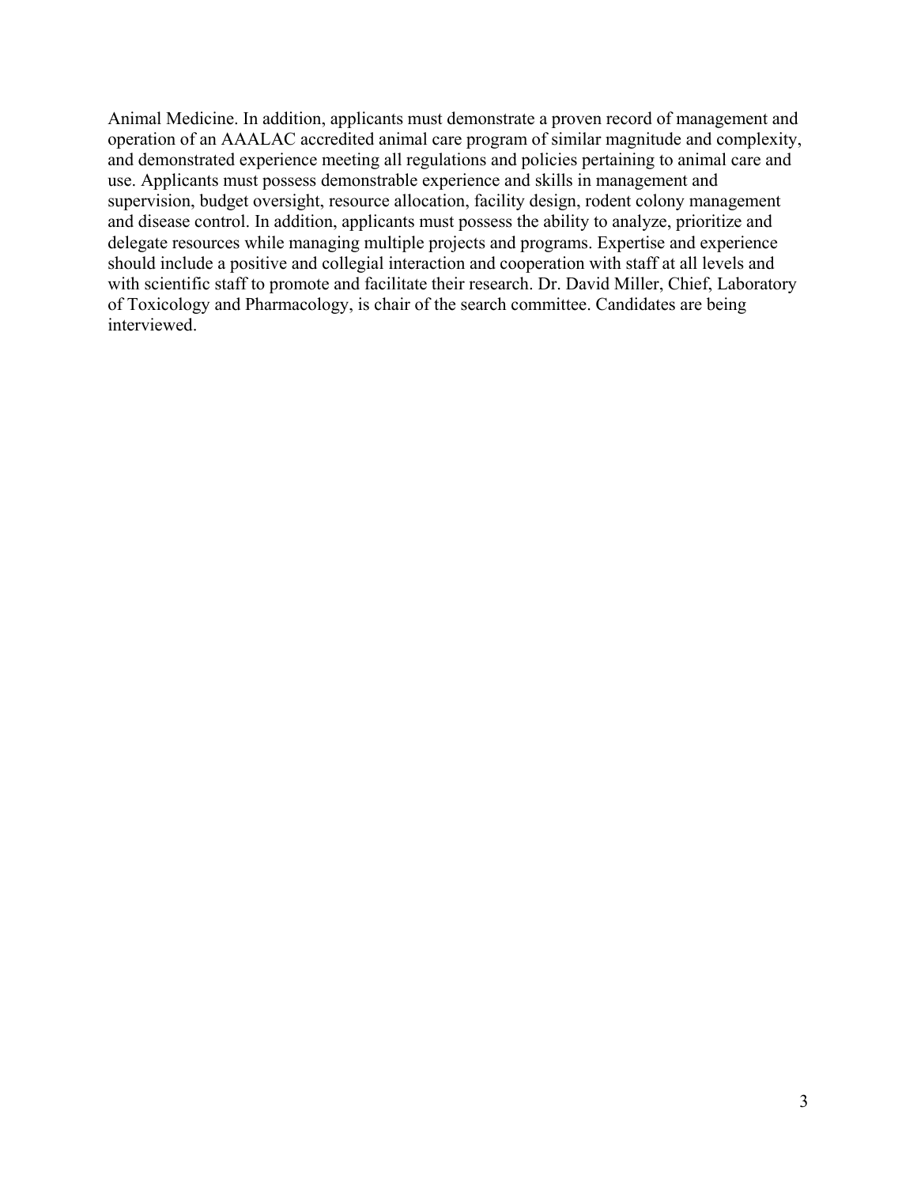Animal Medicine. In addition, applicants must demonstrate a proven record of management and operation of an AAALAC accredited animal care program of similar magnitude and complexity, and demonstrated experience meeting all regulations and policies pertaining to animal care and use. Applicants must possess demonstrable experience and skills in management and supervision, budget oversight, resource allocation, facility design, rodent colony management and disease control. In addition, applicants must possess the ability to analyze, prioritize and delegate resources while managing multiple projects and programs. Expertise and experience should include a positive and collegial interaction and cooperation with staff at all levels and with scientific staff to promote and facilitate their research. Dr. David Miller, Chief, Laboratory of Toxicology and Pharmacology, is chair of the search committee. Candidates are being interviewed.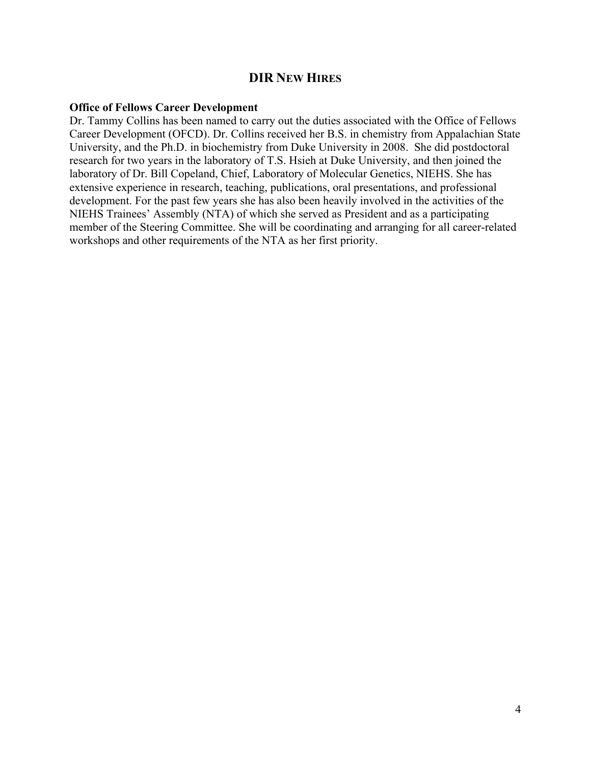# DIR NEW HIRES

**Office of Fellows Career Development**

Dr. Tammy Collins has been named to carry out the duties associated with the Office of Fellows Career Development (OFCD). Dr. Collins received her B.S. in chemistry from Appalachian State University, and the Ph.D. in biochemistry from Duke University in 2008. She did postdoctoral research for two years in the laboratory of T.S. Hsieh at Duke University, and then joined the laboratory of Dr. Bill Copeland, Chief, Laboratory of Molecular Genetics, NIEHS. She has extensive experience in research, teaching, publications, oral presentations, and professional development. For the past few years she has also been heavily involved in the activities of the NIEHS Trainees' Assembly (NTA) of which she served as President and as a participating member of the Steering Committee. She will be coordinating and arranging for all career-related workshops and other requirements of the NTA as her first priority.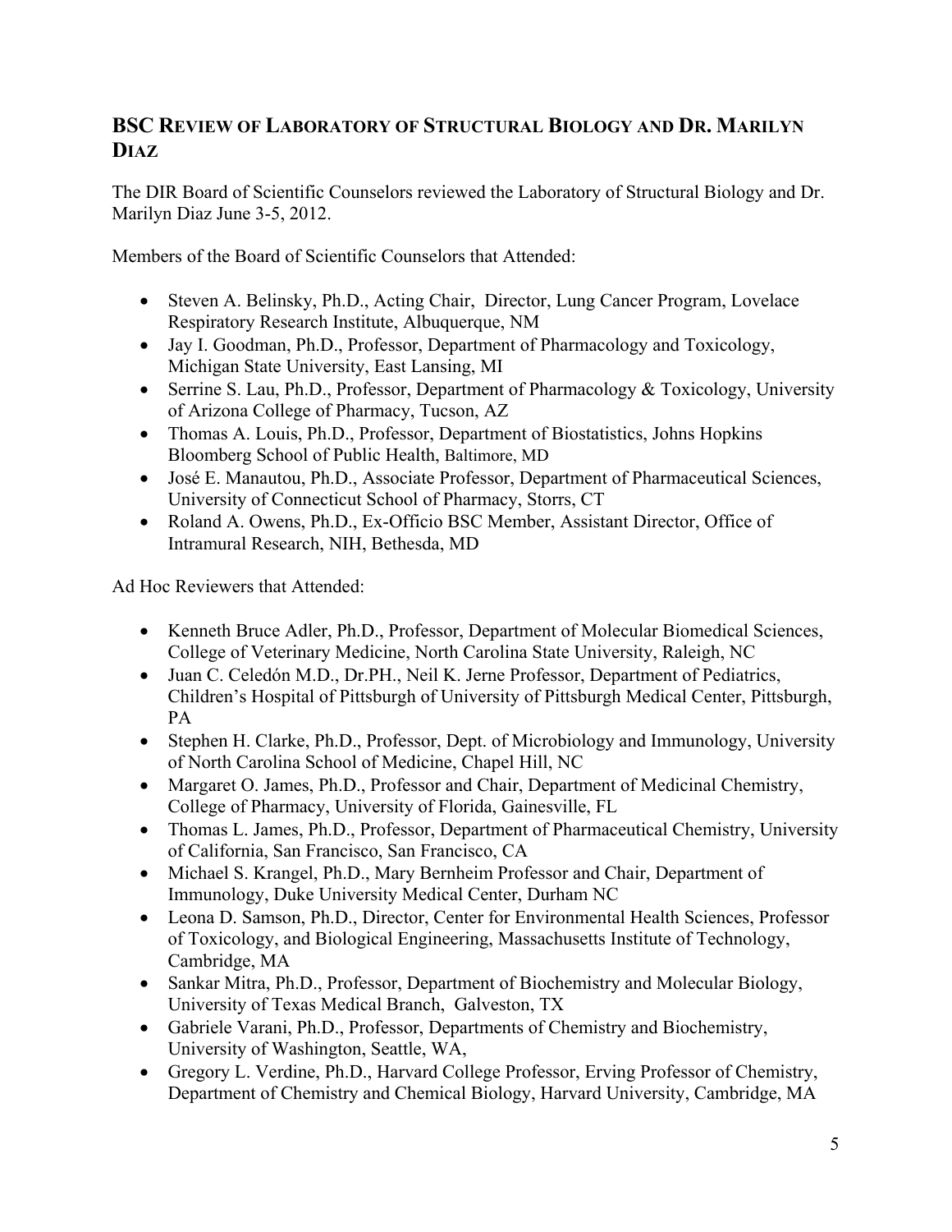## BSC REVIEW OF LABORATORY OF STRUCTURAL BIOLOGY AND DR. MARILYN DIAZ

The DIR Board of Scientific Counselors reviewed the Laboratory of Structural Biology and Dr. Marilyn Diaz June 3-5, 2012.

Members of the Board of Scientific Counselors that Attended:

- Steven A. Belinsky, Ph.D., Acting Chair, Director, Lung Cancer Program, Lovelace Respiratory Research Institute, Albuquerque, NM
- Jay I. Goodman, Ph.D., Professor, Department of Pharmacology and Toxicology, Michigan State University, East Lansing, MI
- Serrine S. Lau, Ph.D., Professor, Department of Pharmacology & Toxicology, University of Arizona College of Pharmacy, Tucson, AZ
- Thomas A. Louis, Ph.D., Professor, Department of Biostatistics, Johns Hopkins Bloomberg School of Public Health, Baltimore, MD
- José E. Manautou, Ph.D., Associate Professor, Department of Pharmaceutical Sciences, University of Connecticut School of Pharmacy, Storrs, CT
- Roland A. Owens, Ph.D., Ex-Officio BSC Member, Assistant Director, Office of Intramural Research, NIH, Bethesda, MD

Ad Hoc Reviewers that Attended:

- Kenneth Bruce Adler, Ph.D., Professor, Department of Molecular Biomedical Sciences, College of Veterinary Medicine, North Carolina State University, Raleigh, NC
- Juan C. Celedón M.D., Dr.PH., Neil K. Jerne Professor, Department of Pediatrics, Children's Hospital of Pittsburgh of University of Pittsburgh Medical Center, Pittsburgh, PA
- Stephen H. Clarke, Ph.D., Professor, Dept. of Microbiology and Immunology, University of North Carolina School of Medicine, Chapel Hill, NC
- Margaret O. James, Ph.D., Professor and Chair, Department of Medicinal Chemistry, College of Pharmacy, University of Florida, Gainesville, FL
- Thomas L. James, Ph.D., Professor, Department of Pharmaceutical Chemistry, University of California, San Francisco, San Francisco, CA
- Michael S. Krangel, Ph.D., Mary Bernheim Professor and Chair, Department of Immunology, Duke University Medical Center, Durham NC
- Leona D. Samson, Ph.D., Director, Center for Environmental Health Sciences, Professor of Toxicology, and Biological Engineering, Massachusetts Institute of Technology, Cambridge, MA
- Sankar Mitra, Ph.D., Professor, Department of Biochemistry and Molecular Biology, University of Texas Medical Branch, Galveston, TX
- Gabriele Varani, Ph.D., Professor, Departments of Chemistry and Biochemistry, University of Washington, Seattle, WA,
- Gregory L. Verdine, Ph.D., Harvard College Professor, Erving Professor of Chemistry, Department of Chemistry and Chemical Biology, Harvard University, Cambridge, MA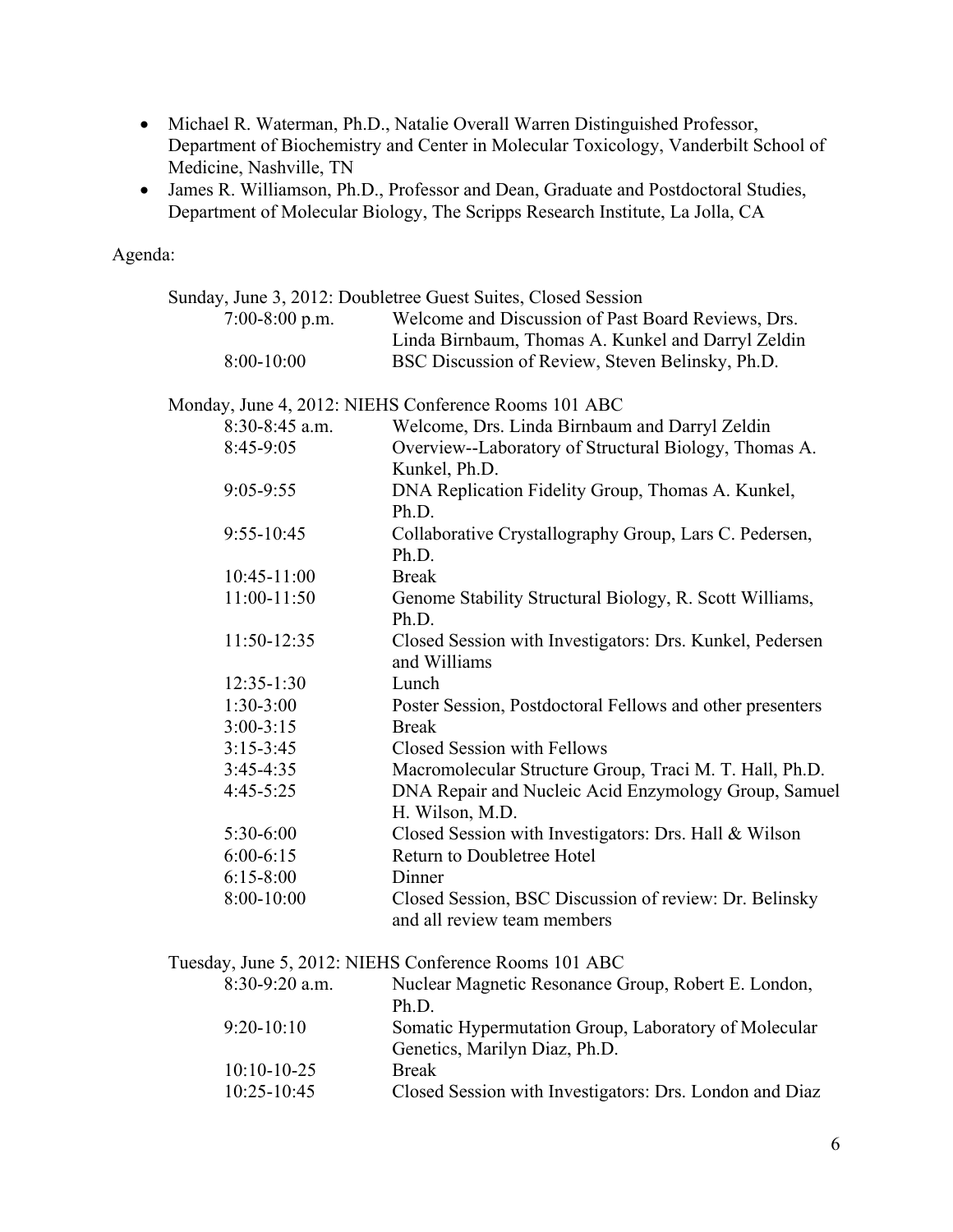- Michael R. Waterman, Ph.D., Natalie Overall Warren Distinguished Professor, Department of Biochemistry and Center in Molecular Toxicology, Vanderbilt School of Medicine, Nashville, TN
- James R. Williamson, Ph.D., Professor and Dean, Graduate and Postdoctoral Studies, Department of Molecular Biology, The Scripps Research Institute, La Jolla, CA

Agenda:

Sunday, June 3, 2012: Doubletree Guest Suites, Closed Session

| | |
|---|---|
| 7:00-8:00 p.m. | Welcome and Discussion of Past Board Reviews, Drs. Linda Birnbaum, Thomas A. Kunkel and Darryl Zeldin |
| 8:00-10:00 | BSC Discussion of Review, Steven Belinsky, Ph.D. |

Monday, June 4, 2012: NIEHS Conference Rooms 101 ABC

| | |
|---|---|
| 8:30-8:45 a.m. | Welcome, Drs. Linda Birnbaum and Darryl Zeldin |
| 8:45-9:05 | Overview--Laboratory of Structural Biology, Thomas A. Kunkel, Ph.D. |
| 9:05-9:55 | DNA Replication Fidelity Group, Thomas A. Kunkel, Ph.D. |
| 9:55-10:45 | Collaborative Crystallography Group, Lars C. Pedersen, Ph.D. |
| 10:45-11:00 | Break |
| 11:00-11:50 | Genome Stability Structural Biology, R. Scott Williams, Ph.D. |
| 11:50-12:35 | Closed Session with Investigators: Drs. Kunkel, Pedersen and Williams |
| 12:35-1:30 | Lunch |
| 1:30-3:00 | Poster Session, Postdoctoral Fellows and other presenters |
| 3:00-3:15 | Break |
| 3:15-3:45 | Closed Session with Fellows |
| 3:45-4:35 | Macromolecular Structure Group, Traci M. T. Hall, Ph.D. |
| 4:45-5:25 | DNA Repair and Nucleic Acid Enzymology Group, Samuel H. Wilson, M.D. |
| 5:30-6:00 | Closed Session with Investigators: Drs. Hall & Wilson |
| 6:00-6:15 | Return to Doubletree Hotel |
| 6:15-8:00 | Dinner |
| 8:00-10:00 | Closed Session, BSC Discussion of review: Dr. Belinsky and all review team members |

Tuesday, June 5, 2012: NIEHS Conference Rooms 101 ABC

| | |
|---|---|
| 8:30-9:20 a.m. | Nuclear Magnetic Resonance Group, Robert E. London, Ph.D. |
| 9:20-10:10 | Somatic Hypermutation Group, Laboratory of Molecular Genetics, Marilyn Diaz, Ph.D. |
| 10:10-10-25 | Break |
| 10:25-10:45 | Closed Session with Investigators: Drs. London and Diaz |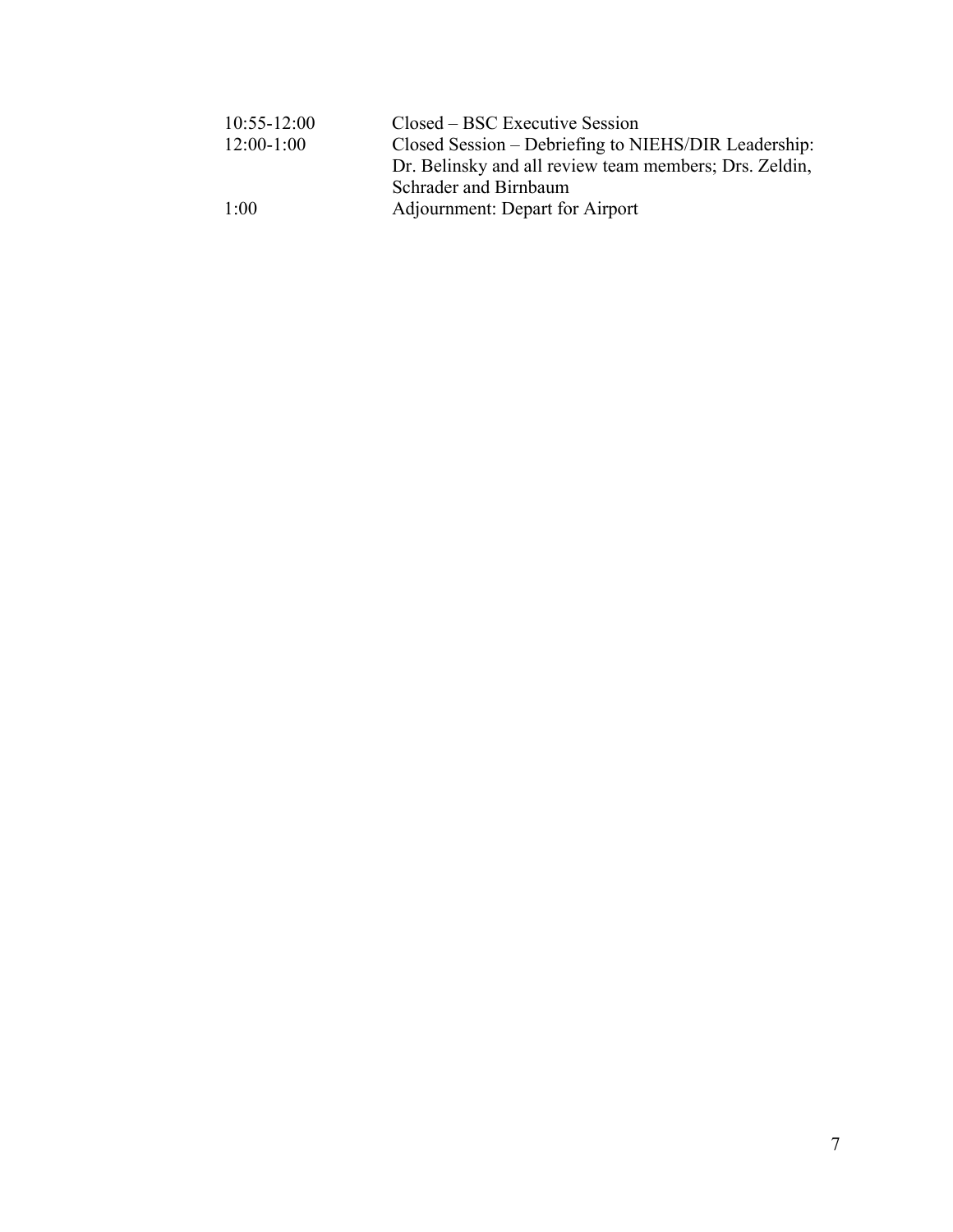| | |
|---|---|
| 10:55-12:00 | Closed – BSC Executive Session |
| 12:00-1:00 | Closed Session – Debriefing to NIEHS/DIR Leadership: Dr. Belinsky and all review team members; Drs. Zeldin, Schrader and Birnbaum |
| 1:00 | Adjournment: Depart for Airport |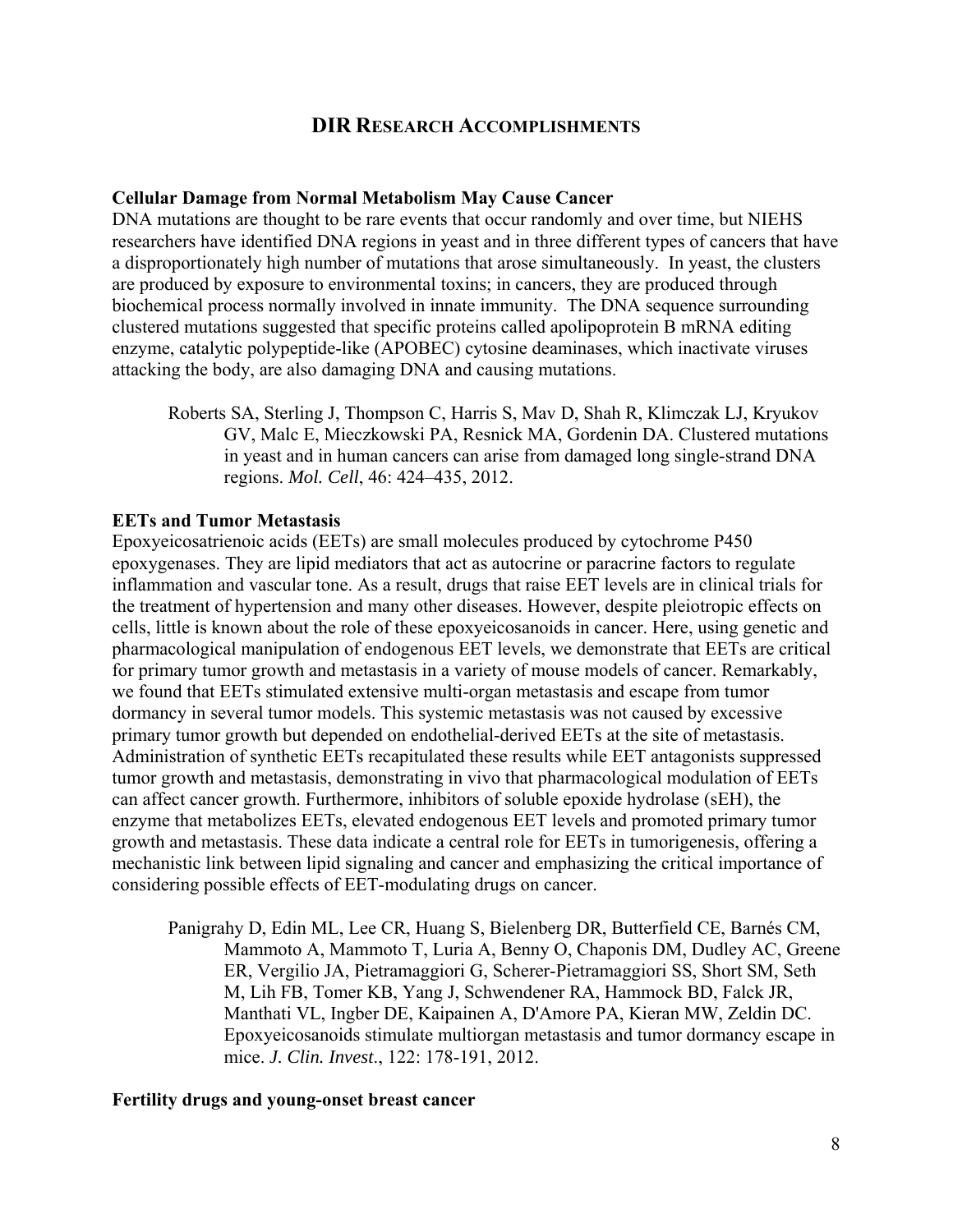## DIR Research Accomplishments

**Cellular Damage from Normal Metabolism May Cause Cancer**

DNA mutations are thought to be rare events that occur randomly and over time, but NIEHS researchers have identified DNA regions in yeast and in three different types of cancers that have a disproportionately high number of mutations that arose simultaneously. In yeast, the clusters are produced by exposure to environmental toxins; in cancers, they are produced through biochemical process normally involved in innate immunity. The DNA sequence surrounding clustered mutations suggested that specific proteins called apolipoprotein B mRNA editing enzyme, catalytic polypeptide-like (APOBEC) cytosine deaminases, which inactivate viruses attacking the body, are also damaging DNA and causing mutations.

> Roberts SA, Sterling J, Thompson C, Harris S, Mav D, Shah R, Klimczak LJ, Kryukov GV, Malc E, Mieczkowski PA, Resnick MA, Gordenin DA. Clustered mutations in yeast and in human cancers can arise from damaged long single-strand DNA regions. *Mol. Cell*, 46: 424–435, 2012.

**EETs and Tumor Metastasis**

Epoxyeicosatrienoic acids (EETs) are small molecules produced by cytochrome P450 epoxygenases. They are lipid mediators that act as autocrine or paracrine factors to regulate inflammation and vascular tone. As a result, drugs that raise EET levels are in clinical trials for the treatment of hypertension and many other diseases. However, despite pleiotropic effects on cells, little is known about the role of these epoxyeicosanoids in cancer. Here, using genetic and pharmacological manipulation of endogenous EET levels, we demonstrate that EETs are critical for primary tumor growth and metastasis in a variety of mouse models of cancer. Remarkably, we found that EETs stimulated extensive multi-organ metastasis and escape from tumor dormancy in several tumor models. This systemic metastasis was not caused by excessive primary tumor growth but depended on endothelial-derived EETs at the site of metastasis. Administration of synthetic EETs recapitulated these results while EET antagonists suppressed tumor growth and metastasis, demonstrating in vivo that pharmacological modulation of EETs can affect cancer growth. Furthermore, inhibitors of soluble epoxide hydrolase (sEH), the enzyme that metabolizes EETs, elevated endogenous EET levels and promoted primary tumor growth and metastasis. These data indicate a central role for EETs in tumorigenesis, offering a mechanistic link between lipid signaling and cancer and emphasizing the critical importance of considering possible effects of EET-modulating drugs on cancer.

> Panigrahy D, Edin ML, Lee CR, Huang S, Bielenberg DR, Butterfield CE, Barnés CM, Mammoto A, Mammoto T, Luria A, Benny O, Chaponis DM, Dudley AC, Greene ER, Vergilio JA, Pietramaggiori G, Scherer-Pietramaggiori SS, Short SM, Seth M, Lih FB, Tomer KB, Yang J, Schwendener RA, Hammock BD, Falck JR, Manthati VL, Ingber DE, Kaipainen A, D'Amore PA, Kieran MW, Zeldin DC. Epoxyeicosanoids stimulate multiorgan metastasis and tumor dormancy escape in mice. *J. Clin. Invest*., 122: 178-191, 2012.

**Fertility drugs and young-onset breast cancer**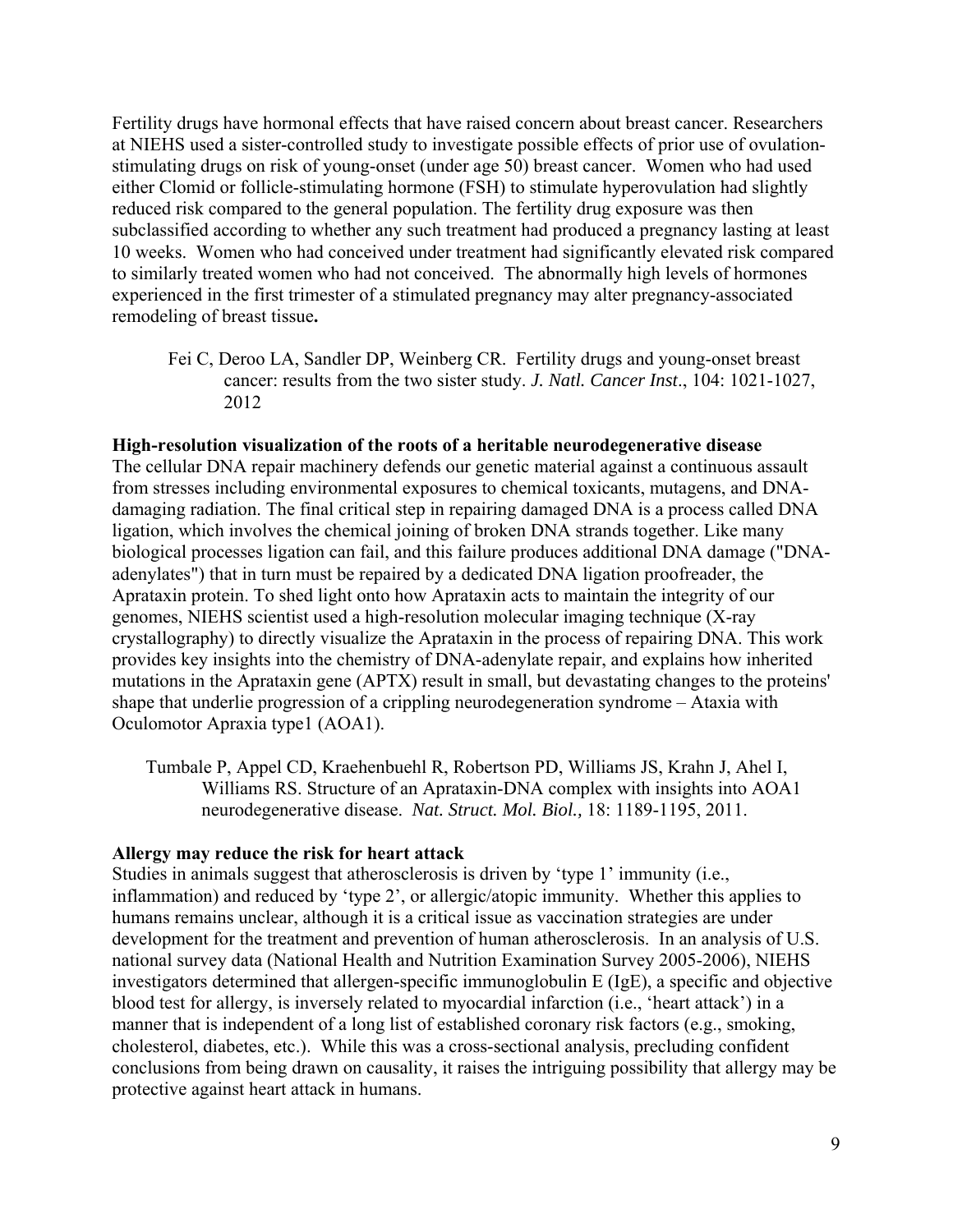Fertility drugs have hormonal effects that have raised concern about breast cancer. Researchers at NIEHS used a sister-controlled study to investigate possible effects of prior use of ovulation-stimulating drugs on risk of young-onset (under age 50) breast cancer. Women who had used either Clomid or follicle-stimulating hormone (FSH) to stimulate hyperovulation had slightly reduced risk compared to the general population. The fertility drug exposure was then subclassified according to whether any such treatment had produced a pregnancy lasting at least 10 weeks. Women who had conceived under treatment had significantly elevated risk compared to similarly treated women who had not conceived. The abnormally high levels of hormones experienced in the first trimester of a stimulated pregnancy may alter pregnancy-associated remodeling of breast tissue**.**

> Fei C, Deroo LA, Sandler DP, Weinberg CR. Fertility drugs and young-onset breast cancer: results from the two sister study. *J. Natl. Cancer Inst*., 104: 1021-1027, 2012

**High-resolution visualization of the roots of a heritable neurodegenerative disease**

The cellular DNA repair machinery defends our genetic material against a continuous assault from stresses including environmental exposures to chemical toxicants, mutagens, and DNA-damaging radiation. The final critical step in repairing damaged DNA is a process called DNA ligation, which involves the chemical joining of broken DNA strands together. Like many biological processes ligation can fail, and this failure produces additional DNA damage ("DNA-adenylates") that in turn must be repaired by a dedicated DNA ligation proofreader, the Aprataxin protein. To shed light onto how Aprataxin acts to maintain the integrity of our genomes, NIEHS scientist used a high-resolution molecular imaging technique (X-ray crystallography) to directly visualize the Aprataxin in the process of repairing DNA. This work provides key insights into the chemistry of DNA-adenylate repair, and explains how inherited mutations in the Aprataxin gene (APTX) result in small, but devastating changes to the proteins' shape that underlie progression of a crippling neurodegeneration syndrome – Ataxia with Oculomotor Apraxia type1 (AOA1).

> Tumbale P, Appel CD, Kraehenbuehl R, Robertson PD, Williams JS, Krahn J, Ahel I, Williams RS. Structure of an Aprataxin-DNA complex with insights into AOA1 neurodegenerative disease. *Nat. Struct. Mol. Biol.,* 18: 1189-1195, 2011.

**Allergy may reduce the risk for heart attack**

Studies in animals suggest that atherosclerosis is driven by 'type 1' immunity (i.e., inflammation) and reduced by 'type 2', or allergic/atopic immunity. Whether this applies to humans remains unclear, although it is a critical issue as vaccination strategies are under development for the treatment and prevention of human atherosclerosis. In an analysis of U.S. national survey data (National Health and Nutrition Examination Survey 2005-2006), NIEHS investigators determined that allergen-specific immunoglobulin E (IgE), a specific and objective blood test for allergy, is inversely related to myocardial infarction (i.e., 'heart attack') in a manner that is independent of a long list of established coronary risk factors (e.g., smoking, cholesterol, diabetes, etc.). While this was a cross-sectional analysis, precluding confident conclusions from being drawn on causality, it raises the intriguing possibility that allergy may be protective against heart attack in humans.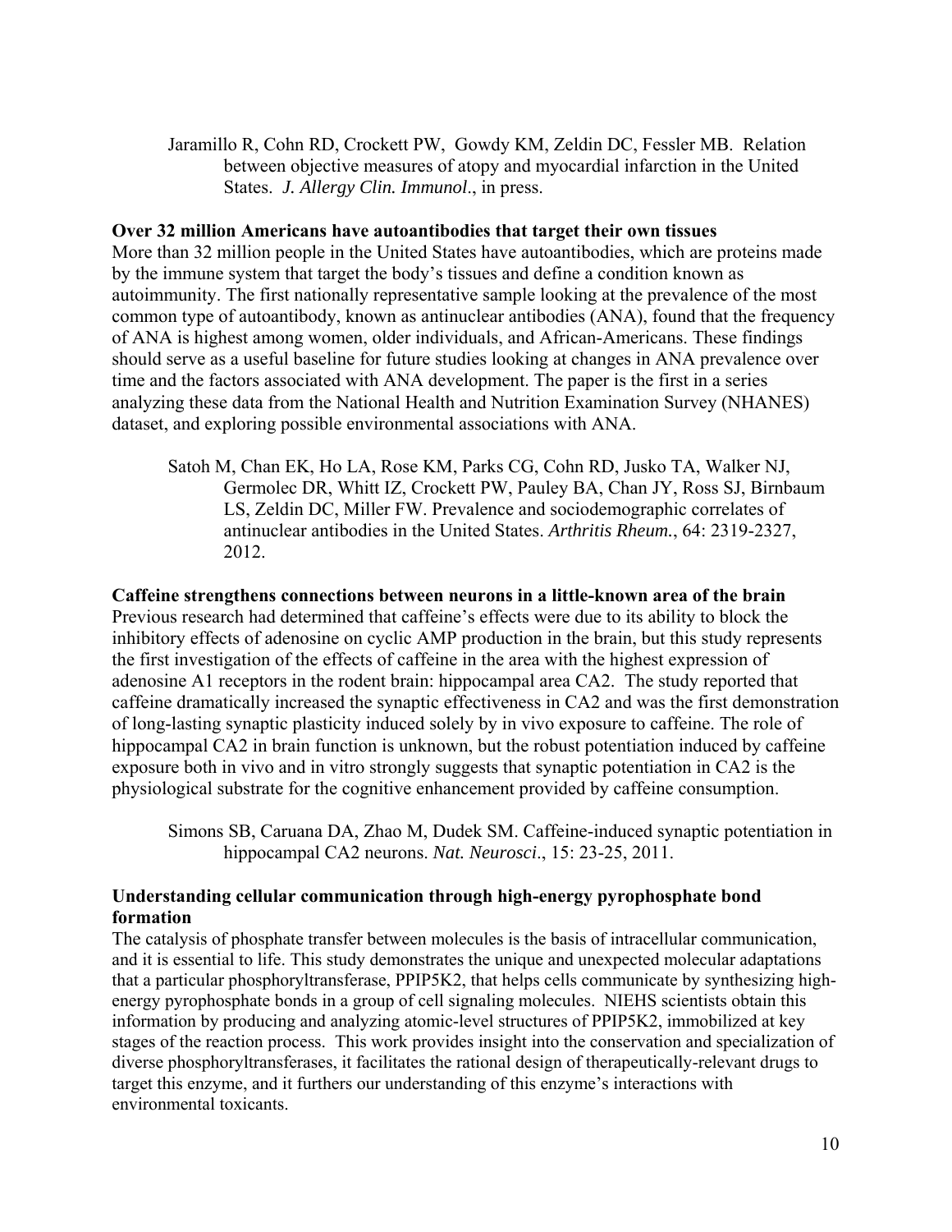Jaramillo R, Cohn RD, Crockett PW, Gowdy KM, Zeldin DC, Fessler MB. Relation between objective measures of atopy and myocardial infarction in the United States. *J. Allergy Clin. Immunol*., in press.

**Over 32 million Americans have autoantibodies that target their own tissues**

More than 32 million people in the United States have autoantibodies, which are proteins made by the immune system that target the body's tissues and define a condition known as autoimmunity. The first nationally representative sample looking at the prevalence of the most common type of autoantibody, known as antinuclear antibodies (ANA), found that the frequency of ANA is highest among women, older individuals, and African-Americans. These findings should serve as a useful baseline for future studies looking at changes in ANA prevalence over time and the factors associated with ANA development. The paper is the first in a series analyzing these data from the National Health and Nutrition Examination Survey (NHANES) dataset, and exploring possible environmental associations with ANA.

Satoh M, Chan EK, Ho LA, Rose KM, Parks CG, Cohn RD, Jusko TA, Walker NJ, Germolec DR, Whitt IZ, Crockett PW, Pauley BA, Chan JY, Ross SJ, Birnbaum LS, Zeldin DC, Miller FW. Prevalence and sociodemographic correlates of antinuclear antibodies in the United States. *Arthritis Rheum.*, 64: 2319-2327, 2012.

**Caffeine strengthens connections between neurons in a little-known area of the brain**

Previous research had determined that caffeine's effects were due to its ability to block the inhibitory effects of adenosine on cyclic AMP production in the brain, but this study represents the first investigation of the effects of caffeine in the area with the highest expression of adenosine A1 receptors in the rodent brain: hippocampal area CA2. The study reported that caffeine dramatically increased the synaptic effectiveness in CA2 and was the first demonstration of long-lasting synaptic plasticity induced solely by in vivo exposure to caffeine. The role of hippocampal CA2 in brain function is unknown, but the robust potentiation induced by caffeine exposure both in vivo and in vitro strongly suggests that synaptic potentiation in CA2 is the physiological substrate for the cognitive enhancement provided by caffeine consumption.

Simons SB, Caruana DA, Zhao M, Dudek SM. Caffeine-induced synaptic potentiation in hippocampal CA2 neurons. *Nat. Neurosci*., 15: 23-25, 2011.

**Understanding cellular communication through high-energy pyrophosphate bond formation**

The catalysis of phosphate transfer between molecules is the basis of intracellular communication, and it is essential to life. This study demonstrates the unique and unexpected molecular adaptations that a particular phosphoryltransferase, PPIP5K2, that helps cells communicate by synthesizing high-energy pyrophosphate bonds in a group of cell signaling molecules. NIEHS scientists obtain this information by producing and analyzing atomic-level structures of PPIP5K2, immobilized at key stages of the reaction process. This work provides insight into the conservation and specialization of diverse phosphoryltransferases, it facilitates the rational design of therapeutically-relevant drugs to target this enzyme, and it furthers our understanding of this enzyme's interactions with environmental toxicants.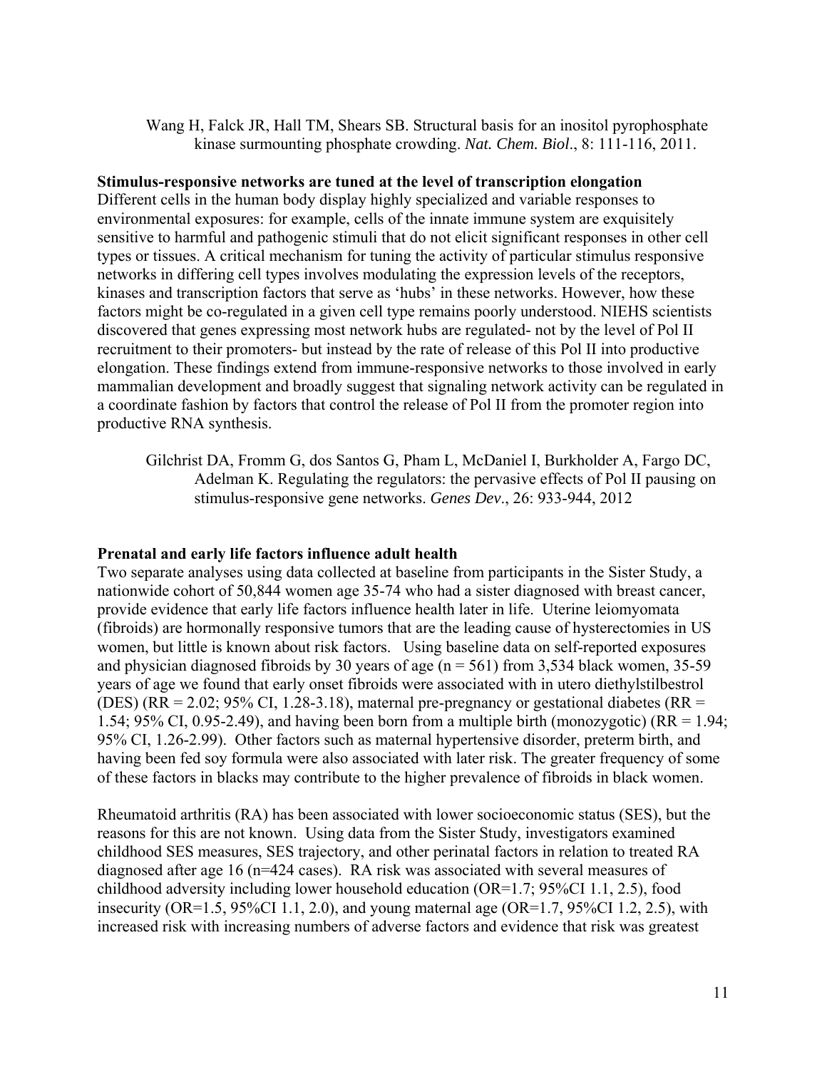Wang H, Falck JR, Hall TM, Shears SB. Structural basis for an inositol pyrophosphate kinase surmounting phosphate crowding. *Nat. Chem. Biol.*, 8: 111-116, 2011.

**Stimulus-responsive networks are tuned at the level of transcription elongation**

Different cells in the human body display highly specialized and variable responses to environmental exposures: for example, cells of the innate immune system are exquisitely sensitive to harmful and pathogenic stimuli that do not elicit significant responses in other cell types or tissues. A critical mechanism for tuning the activity of particular stimulus responsive networks in differing cell types involves modulating the expression levels of the receptors, kinases and transcription factors that serve as 'hubs' in these networks. However, how these factors might be co-regulated in a given cell type remains poorly understood. NIEHS scientists discovered that genes expressing most network hubs are regulated- not by the level of Pol II recruitment to their promoters- but instead by the rate of release of this Pol II into productive elongation. These findings extend from immune-responsive networks to those involved in early mammalian development and broadly suggest that signaling network activity can be regulated in a coordinate fashion by factors that control the release of Pol II from the promoter region into productive RNA synthesis.

Gilchrist DA, Fromm G, dos Santos G, Pham L, McDaniel I, Burkholder A, Fargo DC, Adelman K. Regulating the regulators: the pervasive effects of Pol II pausing on stimulus-responsive gene networks. *Genes Dev*., 26: 933-944, 2012

**Prenatal and early life factors influence adult health**

Two separate analyses using data collected at baseline from participants in the Sister Study, a nationwide cohort of 50,844 women age 35-74 who had a sister diagnosed with breast cancer, provide evidence that early life factors influence health later in life. Uterine leiomyomata (fibroids) are hormonally responsive tumors that are the leading cause of hysterectomies in US women, but little is known about risk factors. Using baseline data on self-reported exposures and physician diagnosed fibroids by 30 years of age (n = 561) from 3,534 black women, 35-59 years of age we found that early onset fibroids were associated with in utero diethylstilbestrol (DES) (RR = 2.02; 95% CI, 1.28-3.18), maternal pre-pregnancy or gestational diabetes (RR = 1.54; 95% CI, 0.95-2.49), and having been born from a multiple birth (monozygotic) (RR = 1.94; 95% CI, 1.26-2.99). Other factors such as maternal hypertensive disorder, preterm birth, and having been fed soy formula were also associated with later risk. The greater frequency of some of these factors in blacks may contribute to the higher prevalence of fibroids in black women.

Rheumatoid arthritis (RA) has been associated with lower socioeconomic status (SES), but the reasons for this are not known. Using data from the Sister Study, investigators examined childhood SES measures, SES trajectory, and other perinatal factors in relation to treated RA diagnosed after age 16 (n=424 cases). RA risk was associated with several measures of childhood adversity including lower household education (OR=1.7; 95%CI 1.1, 2.5), food insecurity (OR=1.5, 95%CI 1.1, 2.0), and young maternal age (OR=1.7, 95%CI 1.2, 2.5), with increased risk with increasing numbers of adverse factors and evidence that risk was greatest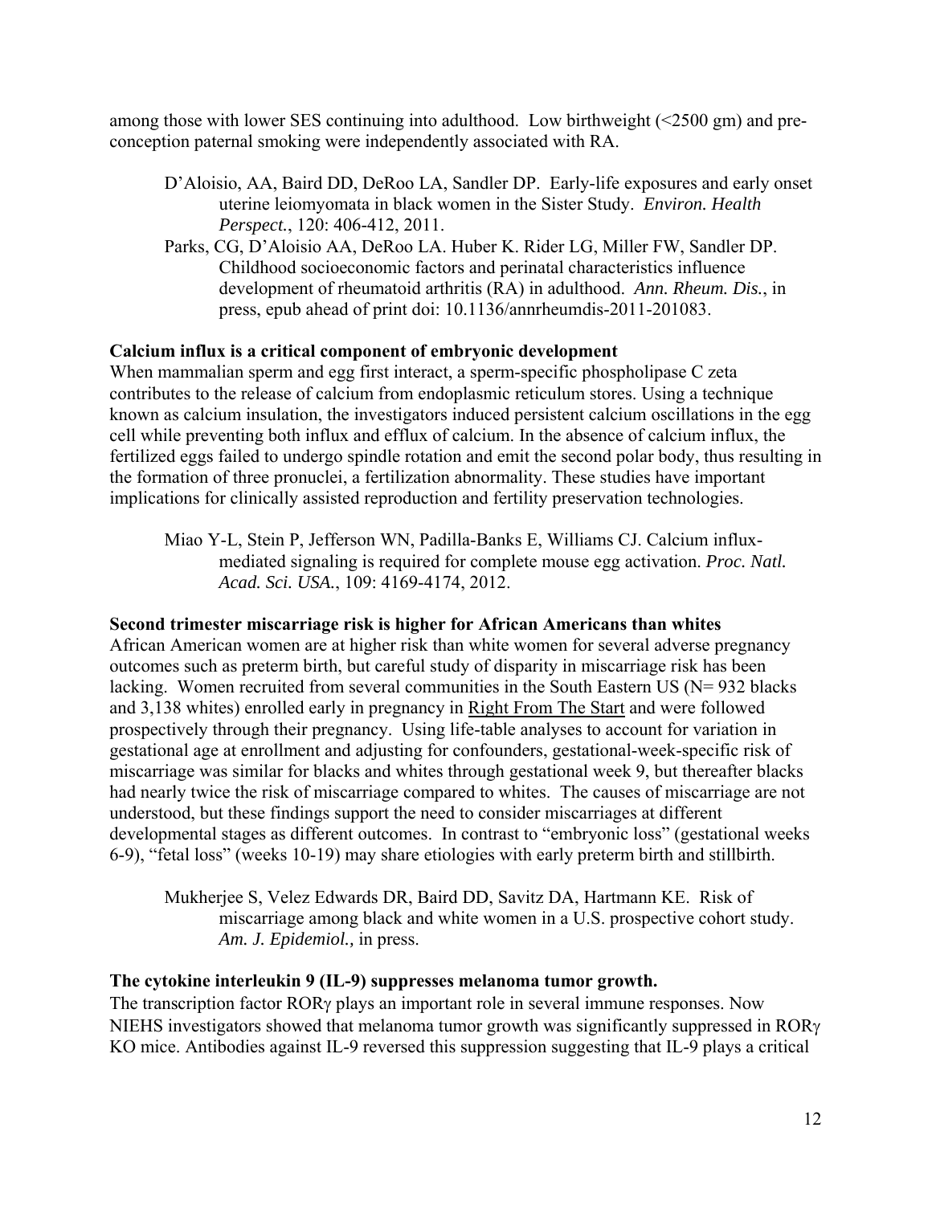among those with lower SES continuing into adulthood. Low birthweight (<2500 gm) and pre-conception paternal smoking were independently associated with RA.

> D'Aloisio, AA, Baird DD, DeRoo LA, Sandler DP. Early-life exposures and early onset uterine leiomyomata in black women in the Sister Study. *Environ. Health Perspect.*, 120: 406-412, 2011.
>
> Parks, CG, D'Aloisio AA, DeRoo LA. Huber K. Rider LG, Miller FW, Sandler DP. Childhood socioeconomic factors and perinatal characteristics influence development of rheumatoid arthritis (RA) in adulthood. *Ann. Rheum. Dis.*, in press, epub ahead of print doi: 10.1136/annrheumdis-2011-201083.

**Calcium influx is a critical component of embryonic development**

When mammalian sperm and egg first interact, a sperm-specific phospholipase C zeta contributes to the release of calcium from endoplasmic reticulum stores. Using a technique known as calcium insulation, the investigators induced persistent calcium oscillations in the egg cell while preventing both influx and efflux of calcium. In the absence of calcium influx, the fertilized eggs failed to undergo spindle rotation and emit the second polar body, thus resulting in the formation of three pronuclei, a fertilization abnormality. These studies have important implications for clinically assisted reproduction and fertility preservation technologies.

> Miao Y-L, Stein P, Jefferson WN, Padilla-Banks E, Williams CJ. Calcium influx-mediated signaling is required for complete mouse egg activation. *Proc. Natl. Acad. Sci. USA.*, 109: 4169-4174, 2012.

**Second trimester miscarriage risk is higher for African Americans than whites**

African American women are at higher risk than white women for several adverse pregnancy outcomes such as preterm birth, but careful study of disparity in miscarriage risk has been lacking. Women recruited from several communities in the South Eastern US (N= 932 blacks and 3,138 whites) enrolled early in pregnancy in Right From The Start and were followed prospectively through their pregnancy. Using life-table analyses to account for variation in gestational age at enrollment and adjusting for confounders, gestational-week-specific risk of miscarriage was similar for blacks and whites through gestational week 9, but thereafter blacks had nearly twice the risk of miscarriage compared to whites. The causes of miscarriage are not understood, but these findings support the need to consider miscarriages at different developmental stages as different outcomes. In contrast to "embryonic loss" (gestational weeks 6-9), "fetal loss" (weeks 10-19) may share etiologies with early preterm birth and stillbirth.

> Mukherjee S, Velez Edwards DR, Baird DD, Savitz DA, Hartmann KE. Risk of miscarriage among black and white women in a U.S. prospective cohort study. *Am. J. Epidemiol.,* in press.

**The cytokine interleukin 9 (IL-9) suppresses melanoma tumor growth.**

The transcription factor RORγ plays an important role in several immune responses. Now NIEHS investigators showed that melanoma tumor growth was significantly suppressed in RORγ KO mice. Antibodies against IL-9 reversed this suppression suggesting that IL-9 plays a critical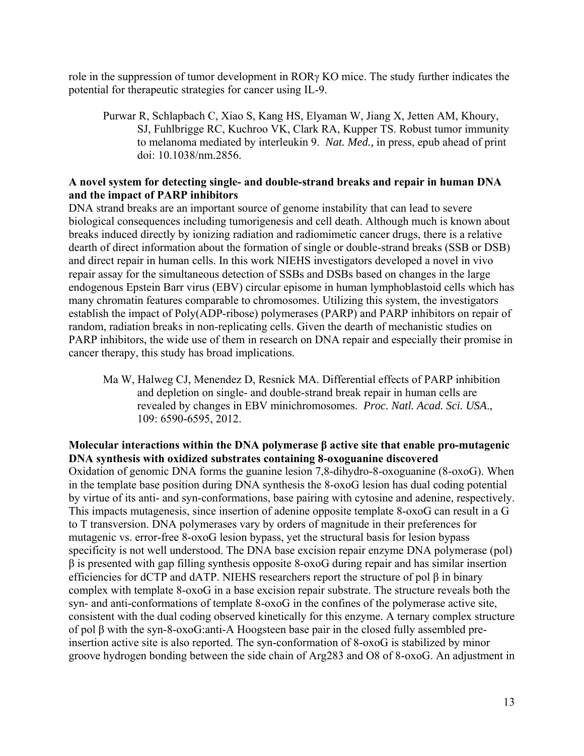role in the suppression of tumor development in RORγ KO mice. The study further indicates the potential for therapeutic strategies for cancer using IL-9.

> Purwar R, Schlapbach C, Xiao S, Kang HS, Elyaman W, Jiang X, Jetten AM, Khoury, SJ, Fuhlbrigge RC, Kuchroo VK, Clark RA, Kupper TS. Robust tumor immunity to melanoma mediated by interleukin 9. *Nat. Med.,* in press, epub ahead of print doi: 10.1038/nm.2856.

**A novel system for detecting single- and double-strand breaks and repair in human DNA and the impact of PARP inhibitors**

DNA strand breaks are an important source of genome instability that can lead to severe biological consequences including tumorigenesis and cell death. Although much is known about breaks induced directly by ionizing radiation and radiomimetic cancer drugs, there is a relative dearth of direct information about the formation of single or double-strand breaks (SSB or DSB) and direct repair in human cells. In this work NIEHS investigators developed a novel in vivo repair assay for the simultaneous detection of SSBs and DSBs based on changes in the large endogenous Epstein Barr virus (EBV) circular episome in human lymphoblastoid cells which has many chromatin features comparable to chromosomes. Utilizing this system, the investigators establish the impact of Poly(ADP-ribose) polymerases (PARP) and PARP inhibitors on repair of random, radiation breaks in non-replicating cells. Given the dearth of mechanistic studies on PARP inhibitors, the wide use of them in research on DNA repair and especially their promise in cancer therapy, this study has broad implications.

> Ma W, Halweg CJ, Menendez D, Resnick MA. Differential effects of PARP inhibition and depletion on single- and double-strand break repair in human cells are revealed by changes in EBV minichromosomes. *Proc. Natl. Acad. Sci. USA.*, 109: 6590-6595, 2012.

**Molecular interactions within the DNA polymerase β active site that enable pro-mutagenic DNA synthesis with oxidized substrates containing 8-oxoguanine discovered**

Oxidation of genomic DNA forms the guanine lesion 7,8-dihydro-8-oxoguanine (8-oxoG). When in the template base position during DNA synthesis the 8-oxoG lesion has dual coding potential by virtue of its anti- and syn-conformations, base pairing with cytosine and adenine, respectively. This impacts mutagenesis, since insertion of adenine opposite template 8-oxoG can result in a G to T transversion. DNA polymerases vary by orders of magnitude in their preferences for mutagenic vs. error-free 8-oxoG lesion bypass, yet the structural basis for lesion bypass specificity is not well understood. The DNA base excision repair enzyme DNA polymerase (pol) β is presented with gap filling synthesis opposite 8-oxoG during repair and has similar insertion efficiencies for dCTP and dATP. NIEHS researchers report the structure of pol β in binary complex with template 8-oxoG in a base excision repair substrate. The structure reveals both the syn- and anti-conformations of template 8-oxoG in the confines of the polymerase active site, consistent with the dual coding observed kinetically for this enzyme. A ternary complex structure of pol β with the syn-8-oxoG:anti-A Hoogsteen base pair in the closed fully assembled pre-insertion active site is also reported. The syn-conformation of 8-oxoG is stabilized by minor groove hydrogen bonding between the side chain of Arg283 and O8 of 8-oxoG. An adjustment in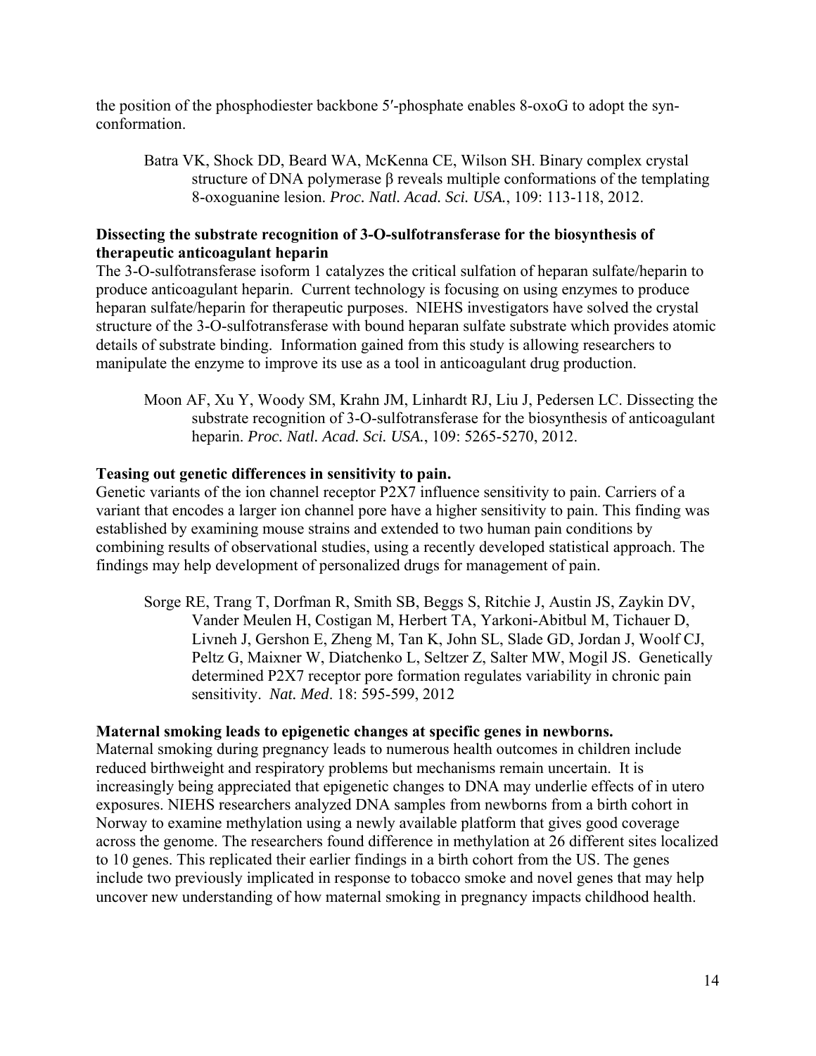the position of the phosphodiester backbone 5′-phosphate enables 8-oxoG to adopt the syn-conformation.

> Batra VK, Shock DD, Beard WA, McKenna CE, Wilson SH. Binary complex crystal structure of DNA polymerase β reveals multiple conformations of the templating 8-oxoguanine lesion. *Proc. Natl. Acad. Sci. USA.*, 109: 113-118, 2012.

**Dissecting the substrate recognition of 3-O-sulfotransferase for the biosynthesis of therapeutic anticoagulant heparin**

The 3-O-sulfotransferase isoform 1 catalyzes the critical sulfation of heparan sulfate/heparin to produce anticoagulant heparin. Current technology is focusing on using enzymes to produce heparan sulfate/heparin for therapeutic purposes. NIEHS investigators have solved the crystal structure of the 3-O-sulfotransferase with bound heparan sulfate substrate which provides atomic details of substrate binding. Information gained from this study is allowing researchers to manipulate the enzyme to improve its use as a tool in anticoagulant drug production.

> Moon AF, Xu Y, Woody SM, Krahn JM, Linhardt RJ, Liu J, Pedersen LC. Dissecting the substrate recognition of 3-O-sulfotransferase for the biosynthesis of anticoagulant heparin. *Proc. Natl. Acad. Sci. USA.*, 109: 5265-5270, 2012.

**Teasing out genetic differences in sensitivity to pain.**

Genetic variants of the ion channel receptor P2X7 influence sensitivity to pain. Carriers of a variant that encodes a larger ion channel pore have a higher sensitivity to pain. This finding was established by examining mouse strains and extended to two human pain conditions by combining results of observational studies, using a recently developed statistical approach. The findings may help development of personalized drugs for management of pain.

> Sorge RE, Trang T, Dorfman R, Smith SB, Beggs S, Ritchie J, Austin JS, Zaykin DV, Vander Meulen H, Costigan M, Herbert TA, Yarkoni-Abitbul M, Tichauer D, Livneh J, Gershon E, Zheng M, Tan K, John SL, Slade GD, Jordan J, Woolf CJ, Peltz G, Maixner W, Diatchenko L, Seltzer Z, Salter MW, Mogil JS. Genetically determined P2X7 receptor pore formation regulates variability in chronic pain sensitivity. *Nat. Med*. 18: 595-599, 2012

**Maternal smoking leads to epigenetic changes at specific genes in newborns.**

Maternal smoking during pregnancy leads to numerous health outcomes in children include reduced birthweight and respiratory problems but mechanisms remain uncertain. It is increasingly being appreciated that epigenetic changes to DNA may underlie effects of in utero exposures. NIEHS researchers analyzed DNA samples from newborns from a birth cohort in Norway to examine methylation using a newly available platform that gives good coverage across the genome. The researchers found difference in methylation at 26 different sites localized to 10 genes. This replicated their earlier findings in a birth cohort from the US. The genes include two previously implicated in response to tobacco smoke and novel genes that may help uncover new understanding of how maternal smoking in pregnancy impacts childhood health.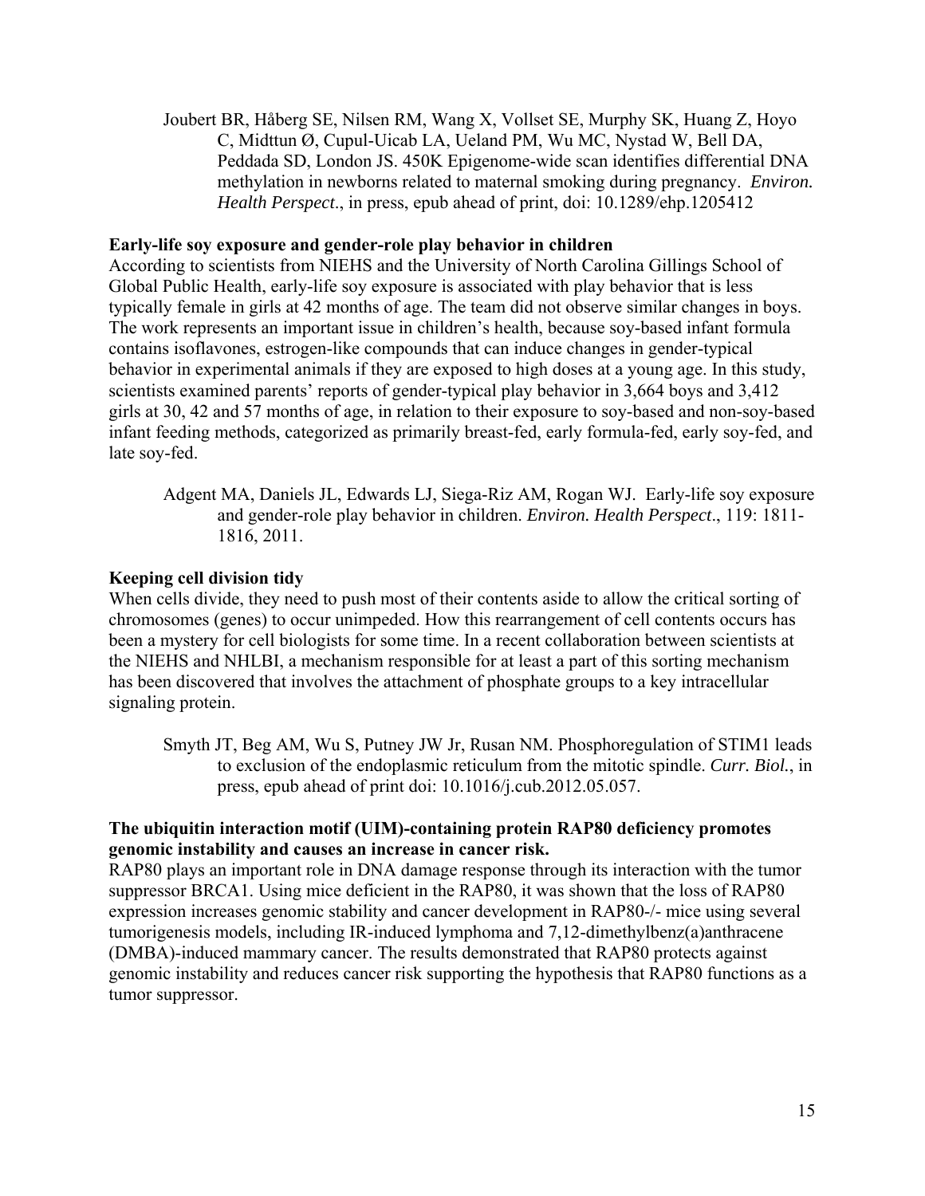Joubert BR, Håberg SE, Nilsen RM, Wang X, Vollset SE, Murphy SK, Huang Z, Hoyo C, Midttun Ø, Cupul-Uicab LA, Ueland PM, Wu MC, Nystad W, Bell DA, Peddada SD, London JS. 450K Epigenome-wide scan identifies differential DNA methylation in newborns related to maternal smoking during pregnancy. *Environ. Health Perspect*., in press, epub ahead of print, doi: 10.1289/ehp.1205412

**Early-life soy exposure and gender-role play behavior in children**

According to scientists from NIEHS and the University of North Carolina Gillings School of Global Public Health, early-life soy exposure is associated with play behavior that is less typically female in girls at 42 months of age. The team did not observe similar changes in boys. The work represents an important issue in children's health, because soy-based infant formula contains isoflavones, estrogen-like compounds that can induce changes in gender-typical behavior in experimental animals if they are exposed to high doses at a young age. In this study, scientists examined parents' reports of gender-typical play behavior in 3,664 boys and 3,412 girls at 30, 42 and 57 months of age, in relation to their exposure to soy-based and non-soy-based infant feeding methods, categorized as primarily breast-fed, early formula-fed, early soy-fed, and late soy-fed.

Adgent MA, Daniels JL, Edwards LJ, Siega-Riz AM, Rogan WJ. Early-life soy exposure and gender-role play behavior in children. *Environ. Health Perspect*., 119: 1811-1816, 2011.

**Keeping cell division tidy**

When cells divide, they need to push most of their contents aside to allow the critical sorting of chromosomes (genes) to occur unimpeded. How this rearrangement of cell contents occurs has been a mystery for cell biologists for some time. In a recent collaboration between scientists at the NIEHS and NHLBI, a mechanism responsible for at least a part of this sorting mechanism has been discovered that involves the attachment of phosphate groups to a key intracellular signaling protein.

Smyth JT, Beg AM, Wu S, Putney JW Jr, Rusan NM. Phosphoregulation of STIM1 leads to exclusion of the endoplasmic reticulum from the mitotic spindle. *Curr. Biol.*, in press, epub ahead of print doi: 10.1016/j.cub.2012.05.057.

**The ubiquitin interaction motif (UIM)-containing protein RAP80 deficiency promotes genomic instability and causes an increase in cancer risk.**

RAP80 plays an important role in DNA damage response through its interaction with the tumor suppressor BRCA1. Using mice deficient in the RAP80, it was shown that the loss of RAP80 expression increases genomic stability and cancer development in RAP80-/- mice using several tumorigenesis models, including IR-induced lymphoma and 7,12-dimethylbenz(a)anthracene (DMBA)-induced mammary cancer. The results demonstrated that RAP80 protects against genomic instability and reduces cancer risk supporting the hypothesis that RAP80 functions as a tumor suppressor.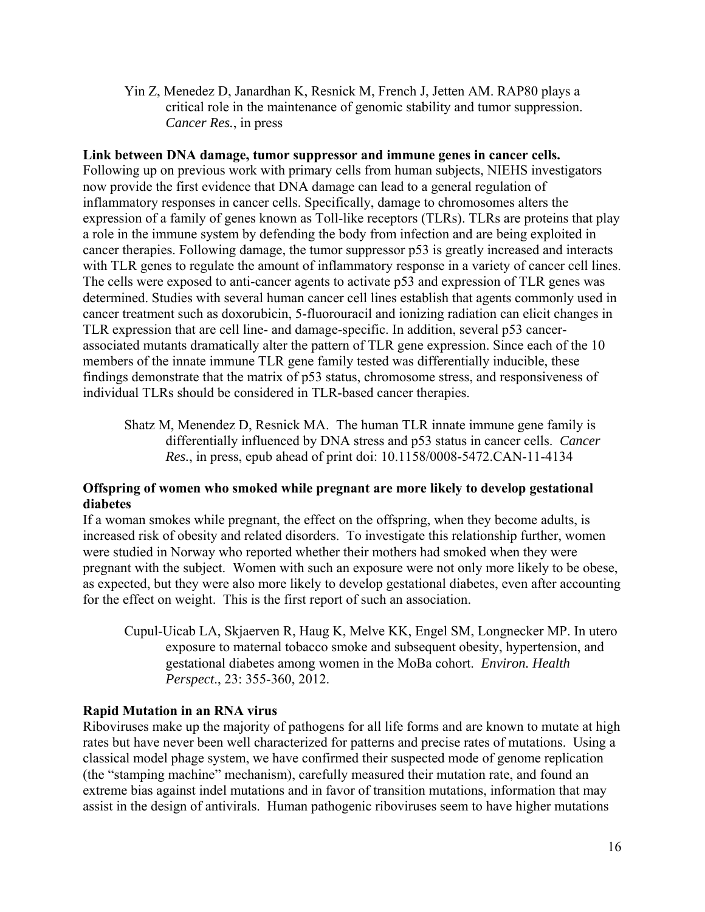Yin Z, Menedez D, Janardhan K, Resnick M, French J, Jetten AM. RAP80 plays a critical role in the maintenance of genomic stability and tumor suppression. *Cancer Res.*, in press

**Link between DNA damage, tumor suppressor and immune genes in cancer cells.**
Following up on previous work with primary cells from human subjects, NIEHS investigators now provide the first evidence that DNA damage can lead to a general regulation of inflammatory responses in cancer cells. Specifically, damage to chromosomes alters the expression of a family of genes known as Toll-like receptors (TLRs). TLRs are proteins that play a role in the immune system by defending the body from infection and are being exploited in cancer therapies. Following damage, the tumor suppressor p53 is greatly increased and interacts with TLR genes to regulate the amount of inflammatory response in a variety of cancer cell lines. The cells were exposed to anti-cancer agents to activate p53 and expression of TLR genes was determined. Studies with several human cancer cell lines establish that agents commonly used in cancer treatment such as doxorubicin, 5-fluorouracil and ionizing radiation can elicit changes in TLR expression that are cell line- and damage-specific. In addition, several p53 cancer-associated mutants dramatically alter the pattern of TLR gene expression. Since each of the 10 members of the innate immune TLR gene family tested was differentially inducible, these findings demonstrate that the matrix of p53 status, chromosome stress, and responsiveness of individual TLRs should be considered in TLR-based cancer therapies.

Shatz M, Menendez D, Resnick MA. The human TLR innate immune gene family is differentially influenced by DNA stress and p53 status in cancer cells. *Cancer Res.*, in press, epub ahead of print doi: 10.1158/0008-5472.CAN-11-4134

**Offspring of women who smoked while pregnant are more likely to develop gestational diabetes**
If a woman smokes while pregnant, the effect on the offspring, when they become adults, is increased risk of obesity and related disorders. To investigate this relationship further, women were studied in Norway who reported whether their mothers had smoked when they were pregnant with the subject. Women with such an exposure were not only more likely to be obese, as expected, but they were also more likely to develop gestational diabetes, even after accounting for the effect on weight. This is the first report of such an association.

Cupul-Uicab LA, Skjaerven R, Haug K, Melve KK, Engel SM, Longnecker MP. In utero exposure to maternal tobacco smoke and subsequent obesity, hypertension, and gestational diabetes among women in the MoBa cohort. *Environ. Health Perspect.*, 23: 355-360, 2012.

**Rapid Mutation in an RNA virus**
Riboviruses make up the majority of pathogens for all life forms and are known to mutate at high rates but have never been well characterized for patterns and precise rates of mutations. Using a classical model phage system, we have confirmed their suspected mode of genome replication (the "stamping machine" mechanism), carefully measured their mutation rate, and found an extreme bias against indel mutations and in favor of transition mutations, information that may assist in the design of antivirals. Human pathogenic riboviruses seem to have higher mutations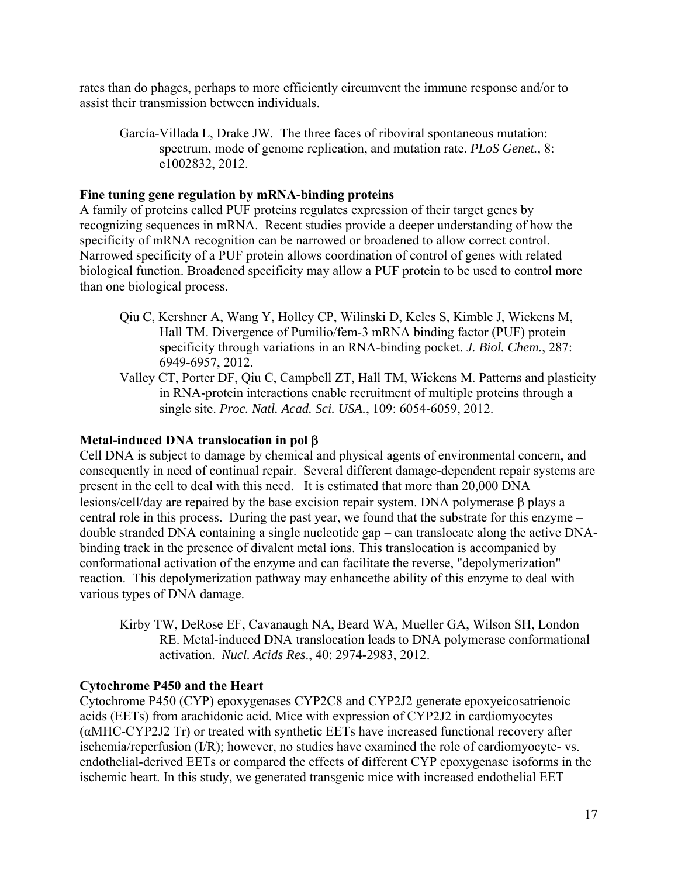rates than do phages, perhaps to more efficiently circumvent the immune response and/or to assist their transmission between individuals.

> García-Villada L, Drake JW. The three faces of riboviral spontaneous mutation: spectrum, mode of genome replication, and mutation rate. *PLoS Genet.,* 8: e1002832, 2012.

**Fine tuning gene regulation by mRNA-binding proteins**

A family of proteins called PUF proteins regulates expression of their target genes by recognizing sequences in mRNA. Recent studies provide a deeper understanding of how the specificity of mRNA recognition can be narrowed or broadened to allow correct control. Narrowed specificity of a PUF protein allows coordination of control of genes with related biological function. Broadened specificity may allow a PUF protein to be used to control more than one biological process.

> Qiu C, Kershner A, Wang Y, Holley CP, Wilinski D, Keles S, Kimble J, Wickens M, Hall TM. Divergence of Pumilio/fem-3 mRNA binding factor (PUF) protein specificity through variations in an RNA-binding pocket. *J. Biol. Chem.*, 287: 6949-6957, 2012.
>
> Valley CT, Porter DF, Qiu C, Campbell ZT, Hall TM, Wickens M. Patterns and plasticity in RNA-protein interactions enable recruitment of multiple proteins through a single site. *Proc. Natl. Acad. Sci. USA.*, 109: 6054-6059, 2012.

**Metal-induced DNA translocation in pol β**

Cell DNA is subject to damage by chemical and physical agents of environmental concern, and consequently in need of continual repair. Several different damage-dependent repair systems are present in the cell to deal with this need. It is estimated that more than 20,000 DNA lesions/cell/day are repaired by the base excision repair system. DNA polymerase β plays a central role in this process. During the past year, we found that the substrate for this enzyme – double stranded DNA containing a single nucleotide gap – can translocate along the active DNA-binding track in the presence of divalent metal ions. This translocation is accompanied by conformational activation of the enzyme and can facilitate the reverse, "depolymerization" reaction. This depolymerization pathway may enhancethe ability of this enzyme to deal with various types of DNA damage.

> Kirby TW, DeRose EF, Cavanaugh NA, Beard WA, Mueller GA, Wilson SH, London RE. Metal-induced DNA translocation leads to DNA polymerase conformational activation. *Nucl. Acids Res.*, 40: 2974-2983, 2012.

**Cytochrome P450 and the Heart**

Cytochrome P450 (CYP) epoxygenases CYP2C8 and CYP2J2 generate epoxyeicosatrienoic acids (EETs) from arachidonic acid. Mice with expression of CYP2J2 in cardiomyocytes (αMHC-CYP2J2 Tr) or treated with synthetic EETs have increased functional recovery after ischemia/reperfusion (I/R); however, no studies have examined the role of cardiomyocyte- vs. endothelial-derived EETs or compared the effects of different CYP epoxygenase isoforms in the ischemic heart. In this study, we generated transgenic mice with increased endothelial EET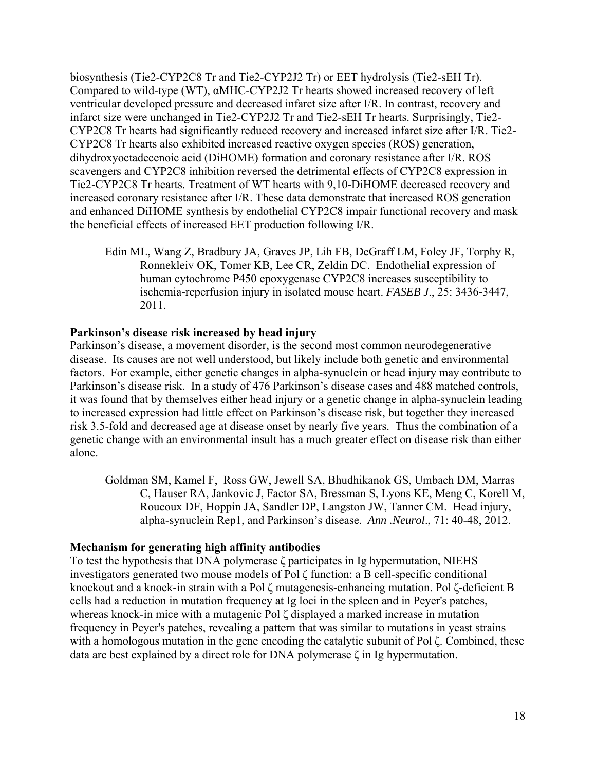biosynthesis (Tie2-CYP2C8 Tr and Tie2-CYP2J2 Tr) or EET hydrolysis (Tie2-sEH Tr). Compared to wild-type (WT), αMHC-CYP2J2 Tr hearts showed increased recovery of left ventricular developed pressure and decreased infarct size after I/R. In contrast, recovery and infarct size were unchanged in Tie2-CYP2J2 Tr and Tie2-sEH Tr hearts. Surprisingly, Tie2-CYP2C8 Tr hearts had significantly reduced recovery and increased infarct size after I/R. Tie2-CYP2C8 Tr hearts also exhibited increased reactive oxygen species (ROS) generation, dihydroxyoctadecenoic acid (DiHOME) formation and coronary resistance after I/R. ROS scavengers and CYP2C8 inhibition reversed the detrimental effects of CYP2C8 expression in Tie2-CYP2C8 Tr hearts. Treatment of WT hearts with 9,10-DiHOME decreased recovery and increased coronary resistance after I/R. These data demonstrate that increased ROS generation and enhanced DiHOME synthesis by endothelial CYP2C8 impair functional recovery and mask the beneficial effects of increased EET production following I/R.

> Edin ML, Wang Z, Bradbury JA, Graves JP, Lih FB, DeGraff LM, Foley JF, Torphy R, Ronnekleiv OK, Tomer KB, Lee CR, Zeldin DC. Endothelial expression of human cytochrome P450 epoxygenase CYP2C8 increases susceptibility to ischemia-reperfusion injury in isolated mouse heart. *FASEB J*., 25: 3436-3447, 2011.

**Parkinson's disease risk increased by head injury**

Parkinson's disease, a movement disorder, is the second most common neurodegenerative disease. Its causes are not well understood, but likely include both genetic and environmental factors. For example, either genetic changes in alpha-synuclein or head injury may contribute to Parkinson's disease risk. In a study of 476 Parkinson's disease cases and 488 matched controls, it was found that by themselves either head injury or a genetic change in alpha-synuclein leading to increased expression had little effect on Parkinson's disease risk, but together they increased risk 3.5-fold and decreased age at disease onset by nearly five years. Thus the combination of a genetic change with an environmental insult has a much greater effect on disease risk than either alone.

> Goldman SM, Kamel F, Ross GW, Jewell SA, Bhudhikanok GS, Umbach DM, Marras C, Hauser RA, Jankovic J, Factor SA, Bressman S, Lyons KE, Meng C, Korell M, Roucoux DF, Hoppin JA, Sandler DP, Langston JW, Tanner CM. Head injury, alpha-synuclein Rep1, and Parkinson's disease. *Ann .Neurol*., 71: 40-48, 2012.

**Mechanism for generating high affinity antibodies**

To test the hypothesis that DNA polymerase ζ participates in Ig hypermutation, NIEHS investigators generated two mouse models of Pol ζ function: a B cell-specific conditional knockout and a knock-in strain with a Pol ζ mutagenesis-enhancing mutation. Pol ζ-deficient B cells had a reduction in mutation frequency at Ig loci in the spleen and in Peyer's patches, whereas knock-in mice with a mutagenic Pol ζ displayed a marked increase in mutation frequency in Peyer's patches, revealing a pattern that was similar to mutations in yeast strains with a homologous mutation in the gene encoding the catalytic subunit of Pol ζ. Combined, these data are best explained by a direct role for DNA polymerase ζ in Ig hypermutation.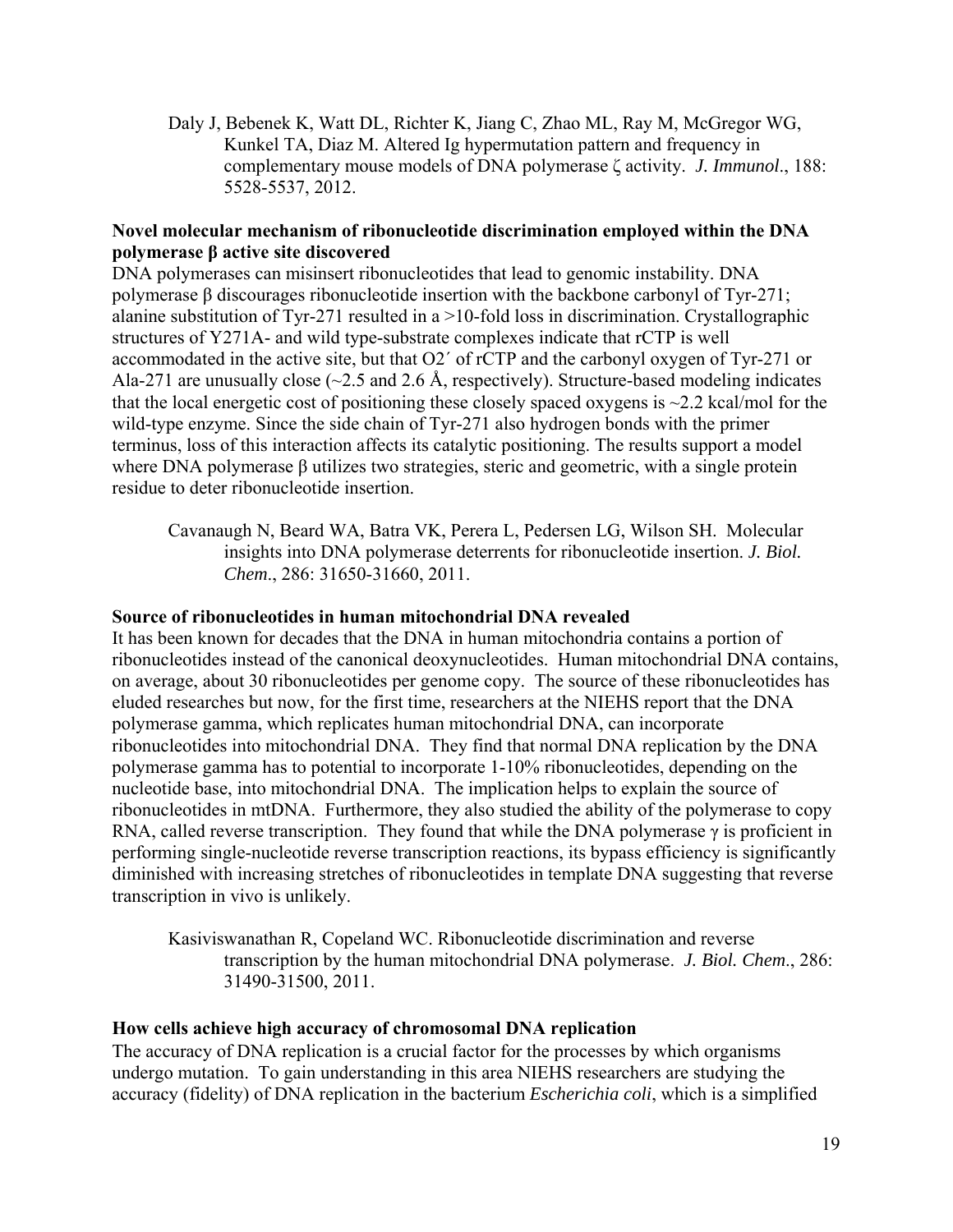Daly J, Bebenek K, Watt DL, Richter K, Jiang C, Zhao ML, Ray M, McGregor WG, Kunkel TA, Diaz M. Altered Ig hypermutation pattern and frequency in complementary mouse models of DNA polymerase ζ activity. *J. Immunol*., 188: 5528-5537, 2012.

**Novel molecular mechanism of ribonucleotide discrimination employed within the DNA polymerase β active site discovered**

DNA polymerases can misinsert ribonucleotides that lead to genomic instability. DNA polymerase β discourages ribonucleotide insertion with the backbone carbonyl of Tyr-271; alanine substitution of Tyr-271 resulted in a >10-fold loss in discrimination. Crystallographic structures of Y271A- and wild type-substrate complexes indicate that rCTP is well accommodated in the active site, but that O2′ of rCTP and the carbonyl oxygen of Tyr-271 or Ala-271 are unusually close (~2.5 and 2.6 Å, respectively). Structure-based modeling indicates that the local energetic cost of positioning these closely spaced oxygens is ~2.2 kcal/mol for the wild-type enzyme. Since the side chain of Tyr-271 also hydrogen bonds with the primer terminus, loss of this interaction affects its catalytic positioning. The results support a model where DNA polymerase β utilizes two strategies, steric and geometric, with a single protein residue to deter ribonucleotide insertion.

Cavanaugh N, Beard WA, Batra VK, Perera L, Pedersen LG, Wilson SH. Molecular insights into DNA polymerase deterrents for ribonucleotide insertion. *J. Biol. Chem*., 286: 31650-31660, 2011.

**Source of ribonucleotides in human mitochondrial DNA revealed**

It has been known for decades that the DNA in human mitochondria contains a portion of ribonucleotides instead of the canonical deoxynucleotides. Human mitochondrial DNA contains, on average, about 30 ribonucleotides per genome copy. The source of these ribonucleotides has eluded researches but now, for the first time, researchers at the NIEHS report that the DNA polymerase gamma, which replicates human mitochondrial DNA, can incorporate ribonucleotides into mitochondrial DNA. They find that normal DNA replication by the DNA polymerase gamma has to potential to incorporate 1-10% ribonucleotides, depending on the nucleotide base, into mitochondrial DNA. The implication helps to explain the source of ribonucleotides in mtDNA. Furthermore, they also studied the ability of the polymerase to copy RNA, called reverse transcription. They found that while the DNA polymerase γ is proficient in performing single-nucleotide reverse transcription reactions, its bypass efficiency is significantly diminished with increasing stretches of ribonucleotides in template DNA suggesting that reverse transcription in vivo is unlikely.

Kasiviswanathan R, Copeland WC. Ribonucleotide discrimination and reverse transcription by the human mitochondrial DNA polymerase. *J. Biol. Chem*., 286: 31490-31500, 2011.

**How cells achieve high accuracy of chromosomal DNA replication**

The accuracy of DNA replication is a crucial factor for the processes by which organisms undergo mutation. To gain understanding in this area NIEHS researchers are studying the accuracy (fidelity) of DNA replication in the bacterium *Escherichia coli*, which is a simplified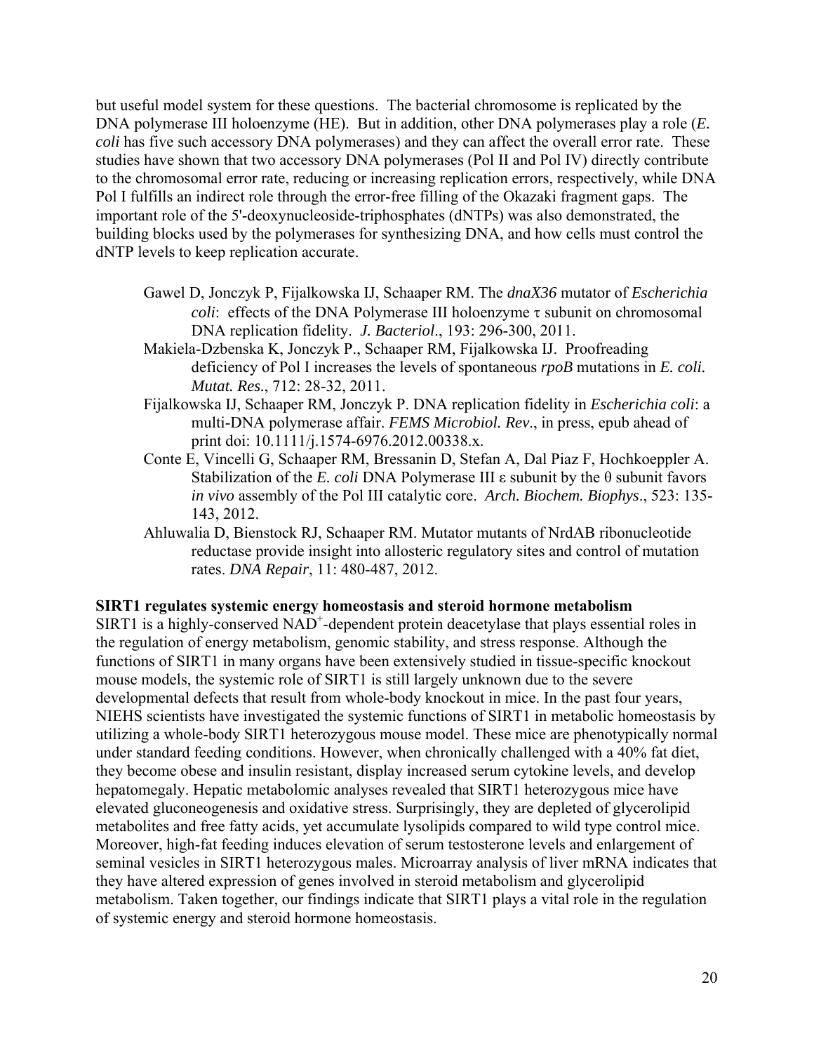but useful model system for these questions. The bacterial chromosome is replicated by the DNA polymerase III holoenzyme (HE). But in addition, other DNA polymerases play a role (*E. coli* has five such accessory DNA polymerases) and they can affect the overall error rate. These studies have shown that two accessory DNA polymerases (Pol II and Pol IV) directly contribute to the chromosomal error rate, reducing or increasing replication errors, respectively, while DNA Pol I fulfills an indirect role through the error-free filling of the Okazaki fragment gaps. The important role of the 5'-deoxynucleoside-triphosphates (dNTPs) was also demonstrated, the building blocks used by the polymerases for synthesizing DNA, and how cells must control the dNTP levels to keep replication accurate.

- Gawel D, Jonczyk P, Fijalkowska IJ, Schaaper RM. The *dnaX36* mutator of *Escherichia coli*: effects of the DNA Polymerase III holoenzyme $\tau$ subunit on chromosomal DNA replication fidelity. *J. Bacteriol*., 193: 296-300, 2011.
- Makiela-Dzbenska K, Jonczyk P., Schaaper RM, Fijalkowska IJ. Proofreading deficiency of Pol I increases the levels of spontaneous *rpoB* mutations in *E. coli. Mutat. Res.*, 712: 28-32, 2011.
- Fijalkowska IJ, Schaaper RM, Jonczyk P. DNA replication fidelity in *Escherichia coli*: a multi-DNA polymerase affair. *FEMS Microbiol. Rev*., in press, epub ahead of print doi: 10.1111/j.1574-6976.2012.00338.x.
- Conte E, Vincelli G, Schaaper RM, Bressanin D, Stefan A, Dal Piaz F, Hochkoeppler A. Stabilization of the *E. coli* DNA Polymerase III $\varepsilon$ subunit by the $\theta$ subunit favors *in vivo* assembly of the Pol III catalytic core. *Arch. Biochem. Biophys*., 523: 135-143, 2012.
- Ahluwalia D, Bienstock RJ, Schaaper RM. Mutator mutants of NrdAB ribonucleotide reductase provide insight into allosteric regulatory sites and control of mutation rates. *DNA Repair*, 11: 480-487, 2012.

**SIRT1 regulates systemic energy homeostasis and steroid hormone metabolism**

SIRT1 is a highly-conserved $NAD^+$-dependent protein deacetylase that plays essential roles in the regulation of energy metabolism, genomic stability, and stress response. Although the functions of SIRT1 in many organs have been extensively studied in tissue-specific knockout mouse models, the systemic role of SIRT1 is still largely unknown due to the severe developmental defects that result from whole-body knockout in mice. In the past four years, NIEHS scientists have investigated the systemic functions of SIRT1 in metabolic homeostasis by utilizing a whole-body SIRT1 heterozygous mouse model. These mice are phenotypically normal under standard feeding conditions. However, when chronically challenged with a 40% fat diet, they become obese and insulin resistant, display increased serum cytokine levels, and develop hepatomegaly. Hepatic metabolomic analyses revealed that SIRT1 heterozygous mice have elevated gluconeogenesis and oxidative stress. Surprisingly, they are depleted of glycerolipid metabolites and free fatty acids, yet accumulate lysolipids compared to wild type control mice. Moreover, high-fat feeding induces elevation of serum testosterone levels and enlargement of seminal vesicles in SIRT1 heterozygous males. Microarray analysis of liver mRNA indicates that they have altered expression of genes involved in steroid metabolism and glycerolipid metabolism. Taken together, our findings indicate that SIRT1 plays a vital role in the regulation of systemic energy and steroid hormone homeostasis.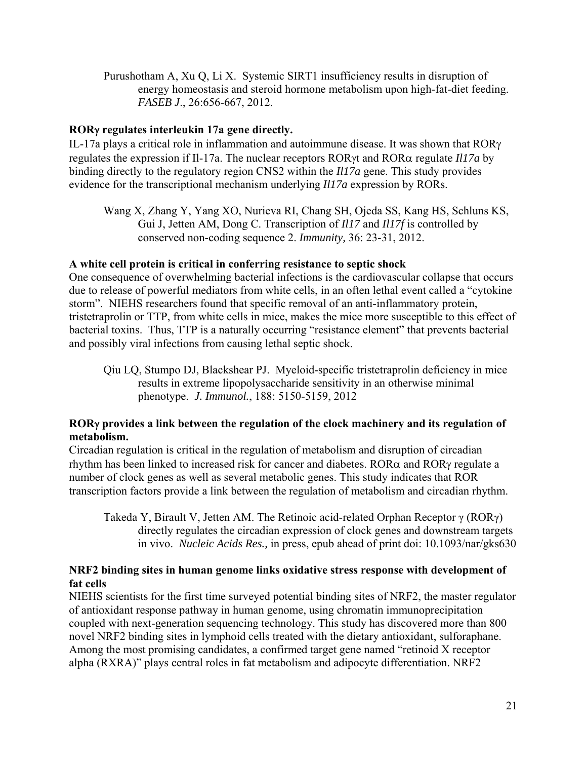Purushotham A, Xu Q, Li X. Systemic SIRT1 insufficiency results in disruption of energy homeostasis and steroid hormone metabolism upon high-fat-diet feeding. *FASEB J*., 26:656-667, 2012.

**RORγ regulates interleukin 17a gene directly.**

IL-17a plays a critical role in inflammation and autoimmune disease. It was shown that RORγ regulates the expression if Il-17a. The nuclear receptors RORγt and RORα regulate *Il17a* by binding directly to the regulatory region CNS2 within the *Il17a* gene. This study provides evidence for the transcriptional mechanism underlying *Il17a* expression by RORs.

Wang X, Zhang Y, Yang XO, Nurieva RI, Chang SH, Ojeda SS, Kang HS, Schluns KS, Gui J, Jetten AM, Dong C. Transcription of *Il17* and *Il17f* is controlled by conserved non-coding sequence 2. *Immunity,* 36: 23-31, 2012.

**A white cell protein is critical in conferring resistance to septic shock**

One consequence of overwhelming bacterial infections is the cardiovascular collapse that occurs due to release of powerful mediators from white cells, in an often lethal event called a "cytokine storm". NIEHS researchers found that specific removal of an anti-inflammatory protein, tristetraprolin or TTP, from white cells in mice, makes the mice more susceptible to this effect of bacterial toxins. Thus, TTP is a naturally occurring "resistance element" that prevents bacterial and possibly viral infections from causing lethal septic shock.

Qiu LQ, Stumpo DJ, Blackshear PJ. Myeloid-specific tristetraprolin deficiency in mice results in extreme lipopolysaccharide sensitivity in an otherwise minimal phenotype. *J. Immunol.*, 188: 5150-5159, 2012

**RORγ provides a link between the regulation of the clock machinery and its regulation of metabolism.**

Circadian regulation is critical in the regulation of metabolism and disruption of circadian rhythm has been linked to increased risk for cancer and diabetes. RORα and RORγ regulate a number of clock genes as well as several metabolic genes. This study indicates that ROR transcription factors provide a link between the regulation of metabolism and circadian rhythm.

Takeda Y, Birault V, Jetten AM. The Retinoic acid-related Orphan Receptor γ (RORγ) directly regulates the circadian expression of clock genes and downstream targets in vivo. *Nucleic Acids Res.,* in press, epub ahead of print doi: 10.1093/nar/gks630

**NRF2 binding sites in human genome links oxidative stress response with development of fat cells**

NIEHS scientists for the first time surveyed potential binding sites of NRF2, the master regulator of antioxidant response pathway in human genome, using chromatin immunoprecipitation coupled with next-generation sequencing technology. This study has discovered more than 800 novel NRF2 binding sites in lymphoid cells treated with the dietary antioxidant, sulforaphane. Among the most promising candidates, a confirmed target gene named "retinoid X receptor alpha (RXRA)" plays central roles in fat metabolism and adipocyte differentiation. NRF2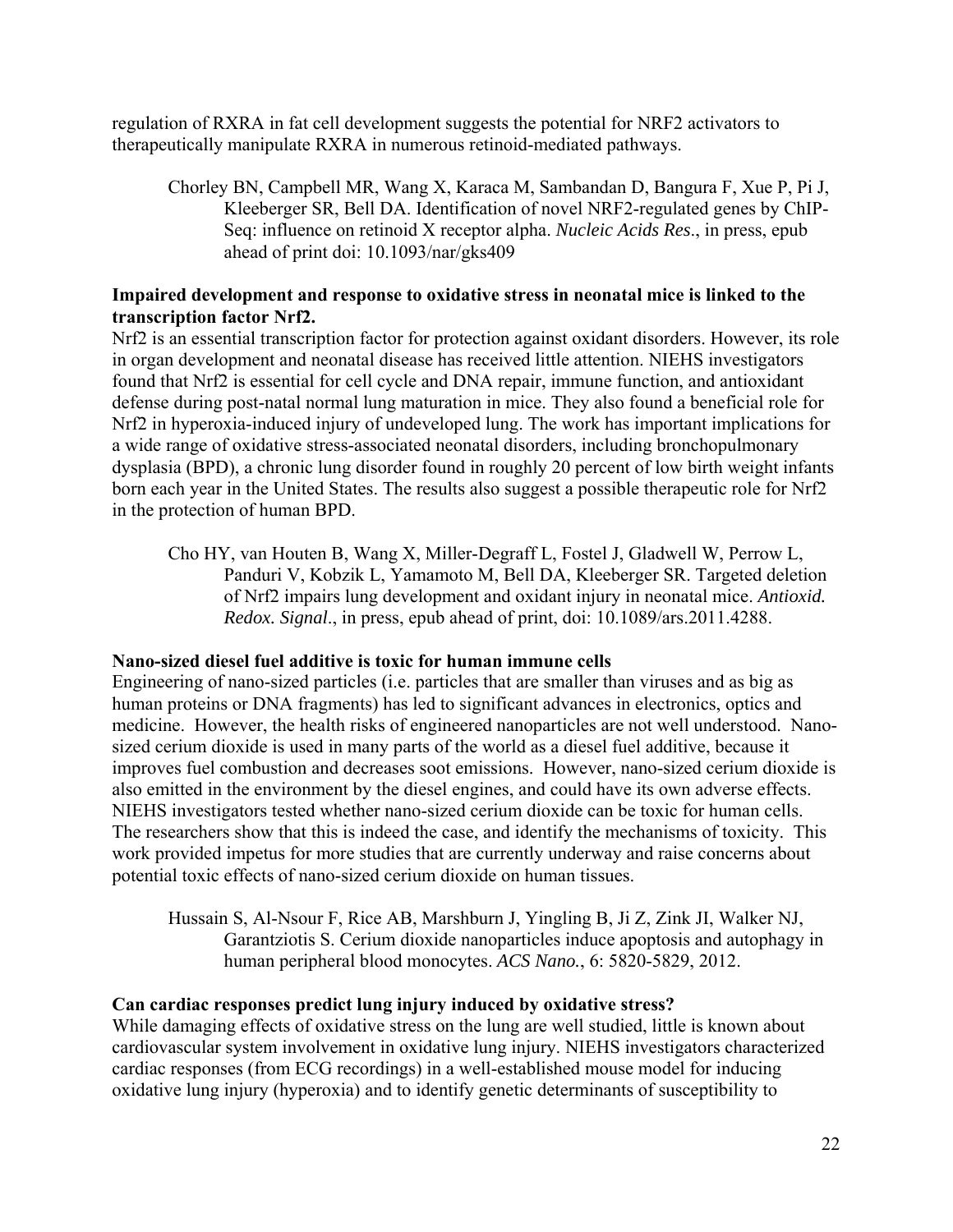regulation of RXRA in fat cell development suggests the potential for NRF2 activators to therapeutically manipulate RXRA in numerous retinoid-mediated pathways.

> Chorley BN, Campbell MR, Wang X, Karaca M, Sambandan D, Bangura F, Xue P, Pi J, Kleeberger SR, Bell DA. Identification of novel NRF2-regulated genes by ChIP-Seq: influence on retinoid X receptor alpha. *Nucleic Acids Res*., in press, epub ahead of print doi: 10.1093/nar/gks409

**Impaired development and response to oxidative stress in neonatal mice is linked to the transcription factor Nrf2.**

Nrf2 is an essential transcription factor for protection against oxidant disorders. However, its role in organ development and neonatal disease has received little attention. NIEHS investigators found that Nrf2 is essential for cell cycle and DNA repair, immune function, and antioxidant defense during post-natal normal lung maturation in mice. They also found a beneficial role for Nrf2 in hyperoxia-induced injury of undeveloped lung. The work has important implications for a wide range of oxidative stress-associated neonatal disorders, including bronchopulmonary dysplasia (BPD), a chronic lung disorder found in roughly 20 percent of low birth weight infants born each year in the United States. The results also suggest a possible therapeutic role for Nrf2 in the protection of human BPD.

> Cho HY, van Houten B, Wang X, Miller-Degraff L, Fostel J, Gladwell W, Perrow L, Panduri V, Kobzik L, Yamamoto M, Bell DA, Kleeberger SR. Targeted deletion of Nrf2 impairs lung development and oxidant injury in neonatal mice. *Antioxid. Redox. Signal*., in press, epub ahead of print, doi: 10.1089/ars.2011.4288.

**Nano-sized diesel fuel additive is toxic for human immune cells**

Engineering of nano-sized particles (i.e. particles that are smaller than viruses and as big as human proteins or DNA fragments) has led to significant advances in electronics, optics and medicine. However, the health risks of engineered nanoparticles are not well understood. Nano-sized cerium dioxide is used in many parts of the world as a diesel fuel additive, because it improves fuel combustion and decreases soot emissions. However, nano-sized cerium dioxide is also emitted in the environment by the diesel engines, and could have its own adverse effects. NIEHS investigators tested whether nano-sized cerium dioxide can be toxic for human cells. The researchers show that this is indeed the case, and identify the mechanisms of toxicity. This work provided impetus for more studies that are currently underway and raise concerns about potential toxic effects of nano-sized cerium dioxide on human tissues.

> Hussain S, Al-Nsour F, Rice AB, Marshburn J, Yingling B, Ji Z, Zink JI, Walker NJ, Garantziotis S. Cerium dioxide nanoparticles induce apoptosis and autophagy in human peripheral blood monocytes. *ACS Nano.*, 6: 5820-5829, 2012.

**Can cardiac responses predict lung injury induced by oxidative stress?**

While damaging effects of oxidative stress on the lung are well studied, little is known about cardiovascular system involvement in oxidative lung injury. NIEHS investigators characterized cardiac responses (from ECG recordings) in a well-established mouse model for inducing oxidative lung injury (hyperoxia) and to identify genetic determinants of susceptibility to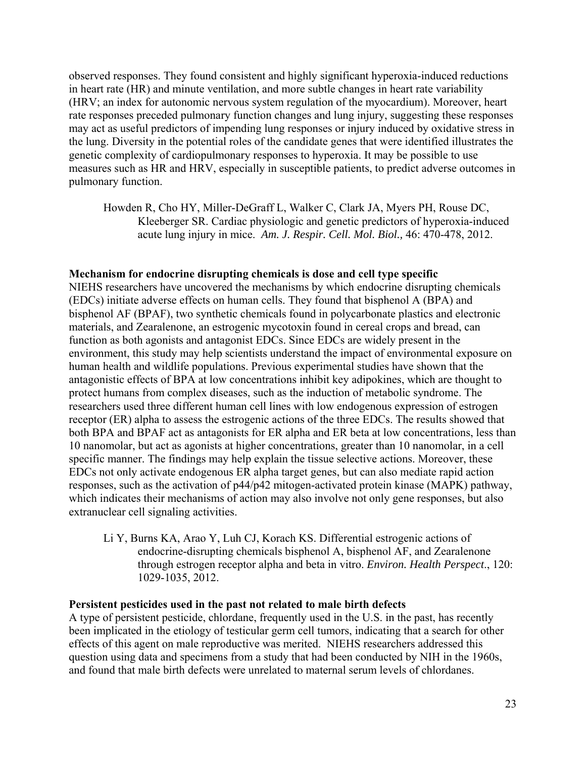observed responses. They found consistent and highly significant hyperoxia-induced reductions in heart rate (HR) and minute ventilation, and more subtle changes in heart rate variability (HRV; an index for autonomic nervous system regulation of the myocardium). Moreover, heart rate responses preceded pulmonary function changes and lung injury, suggesting these responses may act as useful predictors of impending lung responses or injury induced by oxidative stress in the lung. Diversity in the potential roles of the candidate genes that were identified illustrates the genetic complexity of cardiopulmonary responses to hyperoxia. It may be possible to use measures such as HR and HRV, especially in susceptible patients, to predict adverse outcomes in pulmonary function.

> Howden R, Cho HY, Miller-DeGraff L, Walker C, Clark JA, Myers PH, Rouse DC, Kleeberger SR. Cardiac physiologic and genetic predictors of hyperoxia-induced acute lung injury in mice. *Am. J. Respir. Cell. Mol. Biol.,* 46: 470-478, 2012.

**Mechanism for endocrine disrupting chemicals is dose and cell type specific**

NIEHS researchers have uncovered the mechanisms by which endocrine disrupting chemicals (EDCs) initiate adverse effects on human cells. They found that bisphenol A (BPA) and bisphenol AF (BPAF), two synthetic chemicals found in polycarbonate plastics and electronic materials, and Zearalenone, an estrogenic mycotoxin found in cereal crops and bread, can function as both agonists and antagonist EDCs. Since EDCs are widely present in the environment, this study may help scientists understand the impact of environmental exposure on human health and wildlife populations. Previous experimental studies have shown that the antagonistic effects of BPA at low concentrations inhibit key adipokines, which are thought to protect humans from complex diseases, such as the induction of metabolic syndrome. The researchers used three different human cell lines with low endogenous expression of estrogen receptor (ER) alpha to assess the estrogenic actions of the three EDCs. The results showed that both BPA and BPAF act as antagonists for ER alpha and ER beta at low concentrations, less than 10 nanomolar, but act as agonists at higher concentrations, greater than 10 nanomolar, in a cell specific manner. The findings may help explain the tissue selective actions. Moreover, these EDCs not only activate endogenous ER alpha target genes, but can also mediate rapid action responses, such as the activation of p44/p42 mitogen-activated protein kinase (MAPK) pathway, which indicates their mechanisms of action may also involve not only gene responses, but also extranuclear cell signaling activities.

> Li Y, Burns KA, Arao Y, Luh CJ, Korach KS. Differential estrogenic actions of endocrine-disrupting chemicals bisphenol A, bisphenol AF, and Zearalenone through estrogen receptor alpha and beta in vitro. *Environ. Health Perspect.,* 120: 1029-1035, 2012.

**Persistent pesticides used in the past not related to male birth defects**

A type of persistent pesticide, chlordane, frequently used in the U.S. in the past, has recently been implicated in the etiology of testicular germ cell tumors, indicating that a search for other effects of this agent on male reproductive was merited. NIEHS researchers addressed this question using data and specimens from a study that had been conducted by NIH in the 1960s, and found that male birth defects were unrelated to maternal serum levels of chlordanes.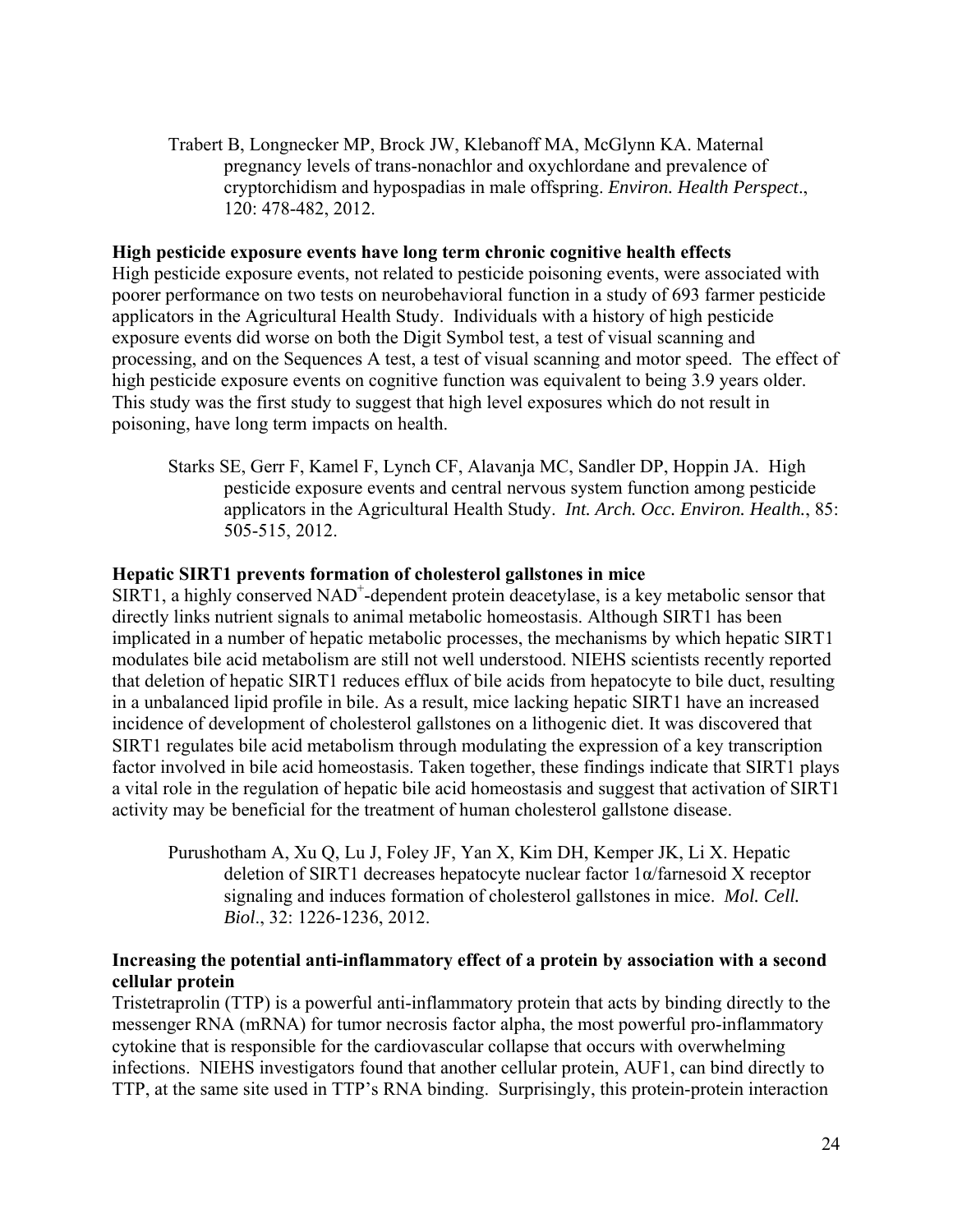Trabert B, Longnecker MP, Brock JW, Klebanoff MA, McGlynn KA. Maternal pregnancy levels of trans-nonachlor and oxychlordane and prevalence of cryptorchidism and hypospadias in male offspring. *Environ. Health Perspect*., 120: 478-482, 2012.

**High pesticide exposure events have long term chronic cognitive health effects**

High pesticide exposure events, not related to pesticide poisoning events, were associated with poorer performance on two tests on neurobehavioral function in a study of 693 farmer pesticide applicators in the Agricultural Health Study. Individuals with a history of high pesticide exposure events did worse on both the Digit Symbol test, a test of visual scanning and processing, and on the Sequences A test, a test of visual scanning and motor speed. The effect of high pesticide exposure events on cognitive function was equivalent to being 3.9 years older. This study was the first study to suggest that high level exposures which do not result in poisoning, have long term impacts on health.

Starks SE, Gerr F, Kamel F, Lynch CF, Alavanja MC, Sandler DP, Hoppin JA. High pesticide exposure events and central nervous system function among pesticide applicators in the Agricultural Health Study. *Int. Arch. Occ. Environ. Health.*, 85: 505-515, 2012.

**Hepatic SIRT1 prevents formation of cholesterol gallstones in mice**

SIRT1, a highly conserved $NAD^+$-dependent protein deacetylase, is a key metabolic sensor that directly links nutrient signals to animal metabolic homeostasis. Although SIRT1 has been implicated in a number of hepatic metabolic processes, the mechanisms by which hepatic SIRT1 modulates bile acid metabolism are still not well understood. NIEHS scientists recently reported that deletion of hepatic SIRT1 reduces efflux of bile acids from hepatocyte to bile duct, resulting in a unbalanced lipid profile in bile. As a result, mice lacking hepatic SIRT1 have an increased incidence of development of cholesterol gallstones on a lithogenic diet. It was discovered that SIRT1 regulates bile acid metabolism through modulating the expression of a key transcription factor involved in bile acid homeostasis. Taken together, these findings indicate that SIRT1 plays a vital role in the regulation of hepatic bile acid homeostasis and suggest that activation of SIRT1 activity may be beneficial for the treatment of human cholesterol gallstone disease.

Purushotham A, Xu Q, Lu J, Foley JF, Yan X, Kim DH, Kemper JK, Li X. Hepatic deletion of SIRT1 decreases hepatocyte nuclear factor 1α/farnesoid X receptor signaling and induces formation of cholesterol gallstones in mice. *Mol. Cell. Biol*., 32: 1226-1236, 2012.

**Increasing the potential anti-inflammatory effect of a protein by association with a second cellular protein**

Tristetraprolin (TTP) is a powerful anti-inflammatory protein that acts by binding directly to the messenger RNA (mRNA) for tumor necrosis factor alpha, the most powerful pro-inflammatory cytokine that is responsible for the cardiovascular collapse that occurs with overwhelming infections. NIEHS investigators found that another cellular protein, AUF1, can bind directly to TTP, at the same site used in TTP's RNA binding. Surprisingly, this protein-protein interaction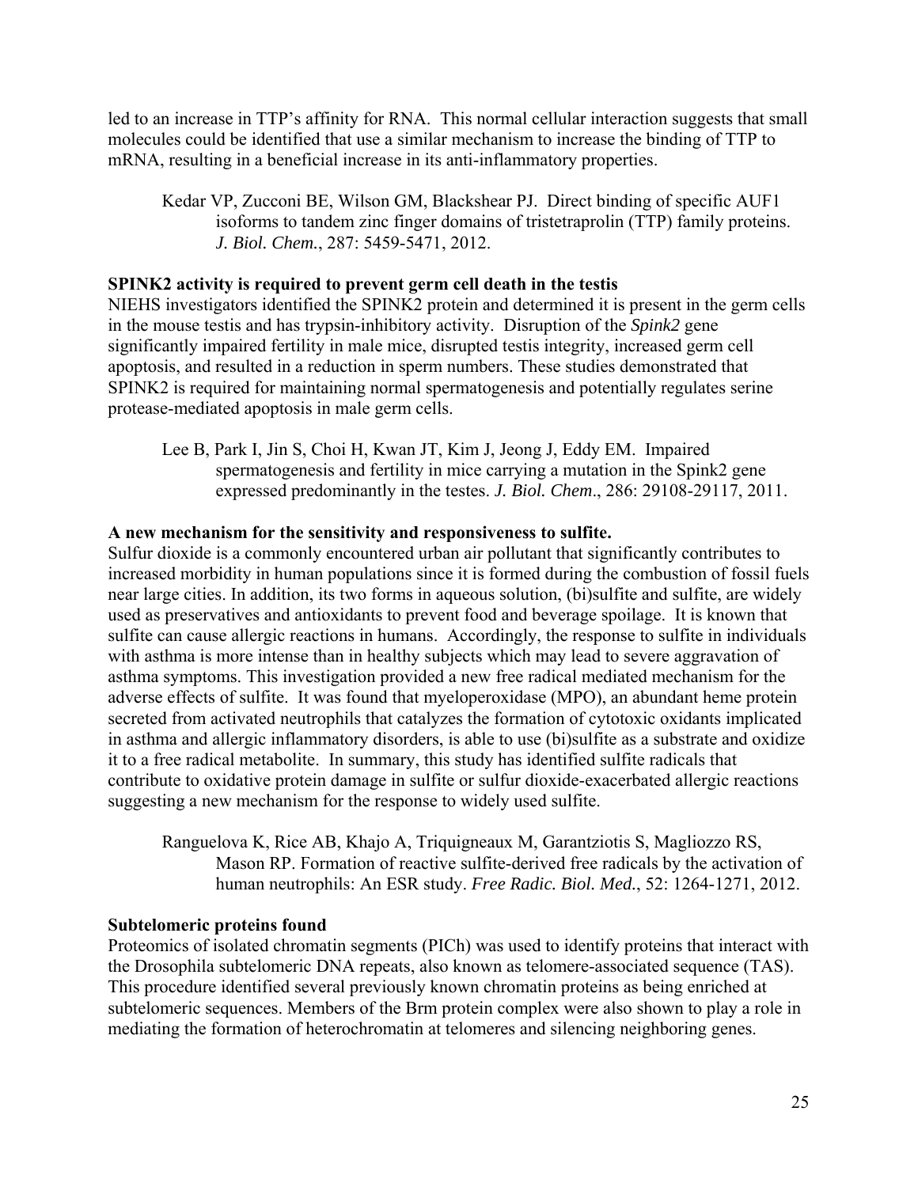led to an increase in TTP's affinity for RNA. This normal cellular interaction suggests that small molecules could be identified that use a similar mechanism to increase the binding of TTP to mRNA, resulting in a beneficial increase in its anti-inflammatory properties.

> Kedar VP, Zucconi BE, Wilson GM, Blackshear PJ. Direct binding of specific AUF1 isoforms to tandem zinc finger domains of tristetraprolin (TTP) family proteins. *J. Biol. Chem.*, 287: 5459-5471, 2012.

**SPINK2 activity is required to prevent germ cell death in the testis**

NIEHS investigators identified the SPINK2 protein and determined it is present in the germ cells in the mouse testis and has trypsin-inhibitory activity. Disruption of the *Spink2* gene significantly impaired fertility in male mice, disrupted testis integrity, increased germ cell apoptosis, and resulted in a reduction in sperm numbers. These studies demonstrated that SPINK2 is required for maintaining normal spermatogenesis and potentially regulates serine protease-mediated apoptosis in male germ cells.

> Lee B, Park I, Jin S, Choi H, Kwan JT, Kim J, Jeong J, Eddy EM. Impaired spermatogenesis and fertility in mice carrying a mutation in the Spink2 gene expressed predominantly in the testes. *J. Biol. Chem*., 286: 29108-29117, 2011.

**A new mechanism for the sensitivity and responsiveness to sulfite.**

Sulfur dioxide is a commonly encountered urban air pollutant that significantly contributes to increased morbidity in human populations since it is formed during the combustion of fossil fuels near large cities. In addition, its two forms in aqueous solution, (bi)sulfite and sulfite, are widely used as preservatives and antioxidants to prevent food and beverage spoilage. It is known that sulfite can cause allergic reactions in humans. Accordingly, the response to sulfite in individuals with asthma is more intense than in healthy subjects which may lead to severe aggravation of asthma symptoms. This investigation provided a new free radical mediated mechanism for the adverse effects of sulfite. It was found that myeloperoxidase (MPO), an abundant heme protein secreted from activated neutrophils that catalyzes the formation of cytotoxic oxidants implicated in asthma and allergic inflammatory disorders, is able to use (bi)sulfite as a substrate and oxidize it to a free radical metabolite. In summary, this study has identified sulfite radicals that contribute to oxidative protein damage in sulfite or sulfur dioxide-exacerbated allergic reactions suggesting a new mechanism for the response to widely used sulfite.

> Ranguelova K, Rice AB, Khajo A, Triquigneaux M, Garantziotis S, Magliozzo RS, Mason RP. Formation of reactive sulfite-derived free radicals by the activation of human neutrophils: An ESR study. *Free Radic. Biol. Med.*, 52: 1264-1271, 2012.

**Subtelomeric proteins found**

Proteomics of isolated chromatin segments (PICh) was used to identify proteins that interact with the Drosophila subtelomeric DNA repeats, also known as telomere-associated sequence (TAS). This procedure identified several previously known chromatin proteins as being enriched at subtelomeric sequences. Members of the Brm protein complex were also shown to play a role in mediating the formation of heterochromatin at telomeres and silencing neighboring genes.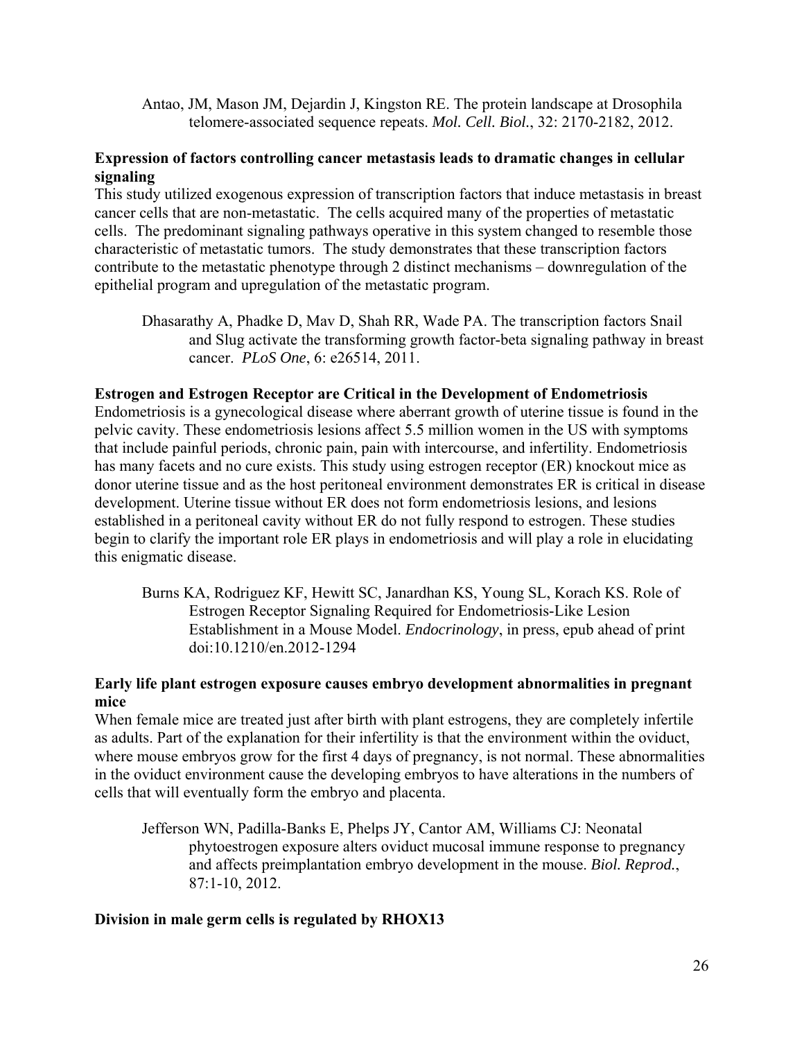Antao, JM, Mason JM, Dejardin J, Kingston RE. The protein landscape at Drosophila telomere-associated sequence repeats. *Mol. Cell. Biol.*, 32: 2170-2182, 2012.

**Expression of factors controlling cancer metastasis leads to dramatic changes in cellular signaling**

This study utilized exogenous expression of transcription factors that induce metastasis in breast cancer cells that are non-metastatic. The cells acquired many of the properties of metastatic cells. The predominant signaling pathways operative in this system changed to resemble those characteristic of metastatic tumors. The study demonstrates that these transcription factors contribute to the metastatic phenotype through 2 distinct mechanisms – downregulation of the epithelial program and upregulation of the metastatic program.

Dhasarathy A, Phadke D, Mav D, Shah RR, Wade PA. The transcription factors Snail and Slug activate the transforming growth factor-beta signaling pathway in breast cancer. *PLoS One*, 6: e26514, 2011.

**Estrogen and Estrogen Receptor are Critical in the Development of Endometriosis**

Endometriosis is a gynecological disease where aberrant growth of uterine tissue is found in the pelvic cavity. These endometriosis lesions affect 5.5 million women in the US with symptoms that include painful periods, chronic pain, pain with intercourse, and infertility. Endometriosis has many facets and no cure exists. This study using estrogen receptor (ER) knockout mice as donor uterine tissue and as the host peritoneal environment demonstrates ER is critical in disease development. Uterine tissue without ER does not form endometriosis lesions, and lesions established in a peritoneal cavity without ER do not fully respond to estrogen. These studies begin to clarify the important role ER plays in endometriosis and will play a role in elucidating this enigmatic disease.

Burns KA, Rodriguez KF, Hewitt SC, Janardhan KS, Young SL, Korach KS. Role of Estrogen Receptor Signaling Required for Endometriosis-Like Lesion Establishment in a Mouse Model. *Endocrinology*, in press, epub ahead of print doi:10.1210/en.2012-1294

**Early life plant estrogen exposure causes embryo development abnormalities in pregnant mice**

When female mice are treated just after birth with plant estrogens, they are completely infertile as adults. Part of the explanation for their infertility is that the environment within the oviduct, where mouse embryos grow for the first 4 days of pregnancy, is not normal. These abnormalities in the oviduct environment cause the developing embryos to have alterations in the numbers of cells that will eventually form the embryo and placenta.

Jefferson WN, Padilla-Banks E, Phelps JY, Cantor AM, Williams CJ: Neonatal phytoestrogen exposure alters oviduct mucosal immune response to pregnancy and affects preimplantation embryo development in the mouse. *Biol. Reprod.*, 87:1-10, 2012.

**Division in male germ cells is regulated by RHOX13**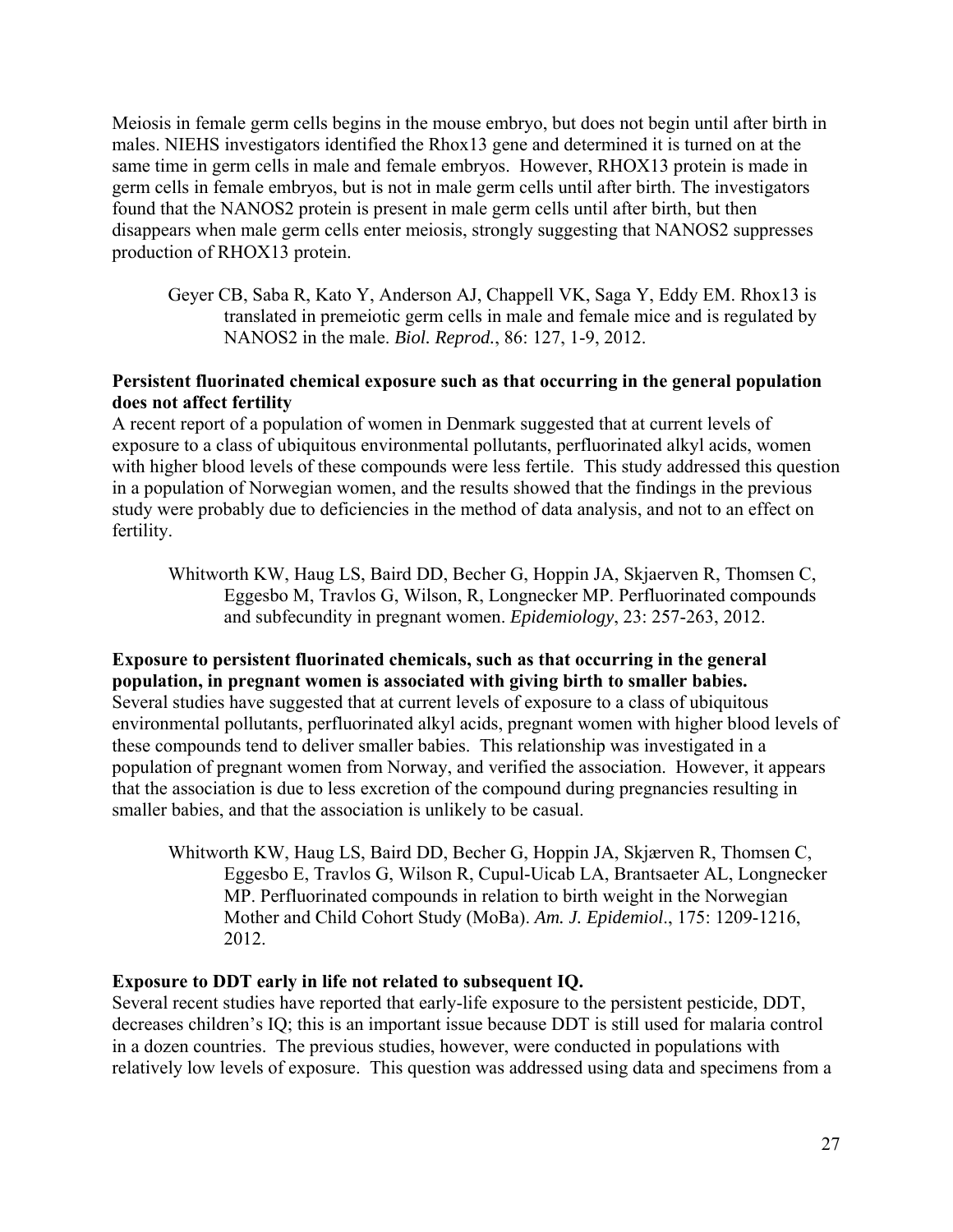Meiosis in female germ cells begins in the mouse embryo, but does not begin until after birth in males. NIEHS investigators identified the Rhox13 gene and determined it is turned on at the same time in germ cells in male and female embryos. However, RHOX13 protein is made in germ cells in female embryos, but is not in male germ cells until after birth. The investigators found that the NANOS2 protein is present in male germ cells until after birth, but then disappears when male germ cells enter meiosis, strongly suggesting that NANOS2 suppresses production of RHOX13 protein.

> Geyer CB, Saba R, Kato Y, Anderson AJ, Chappell VK, Saga Y, Eddy EM. Rhox13 is translated in premeiotic germ cells in male and female mice and is regulated by NANOS2 in the male. *Biol. Reprod.*, 86: 127, 1-9, 2012.

**Persistent fluorinated chemical exposure such as that occurring in the general population does not affect fertility**

A recent report of a population of women in Denmark suggested that at current levels of exposure to a class of ubiquitous environmental pollutants, perfluorinated alkyl acids, women with higher blood levels of these compounds were less fertile. This study addressed this question in a population of Norwegian women, and the results showed that the findings in the previous study were probably due to deficiencies in the method of data analysis, and not to an effect on fertility.

> Whitworth KW, Haug LS, Baird DD, Becher G, Hoppin JA, Skjaerven R, Thomsen C, Eggesbo M, Travlos G, Wilson, R, Longnecker MP. Perfluorinated compounds and subfecundity in pregnant women. *Epidemiology*, 23: 257-263, 2012.

**Exposure to persistent fluorinated chemicals, such as that occurring in the general population, in pregnant women is associated with giving birth to smaller babies.**

Several studies have suggested that at current levels of exposure to a class of ubiquitous environmental pollutants, perfluorinated alkyl acids, pregnant women with higher blood levels of these compounds tend to deliver smaller babies. This relationship was investigated in a population of pregnant women from Norway, and verified the association. However, it appears that the association is due to less excretion of the compound during pregnancies resulting in smaller babies, and that the association is unlikely to be casual.

> Whitworth KW, Haug LS, Baird DD, Becher G, Hoppin JA, Skjærven R, Thomsen C, Eggesbo E, Travlos G, Wilson R, Cupul-Uicab LA, Brantsaeter AL, Longnecker MP. Perfluorinated compounds in relation to birth weight in the Norwegian Mother and Child Cohort Study (MoBa). *Am. J. Epidemiol*., 175: 1209-1216, 2012.

**Exposure to DDT early in life not related to subsequent IQ.**

Several recent studies have reported that early-life exposure to the persistent pesticide, DDT, decreases children's IQ; this is an important issue because DDT is still used for malaria control in a dozen countries. The previous studies, however, were conducted in populations with relatively low levels of exposure. This question was addressed using data and specimens from a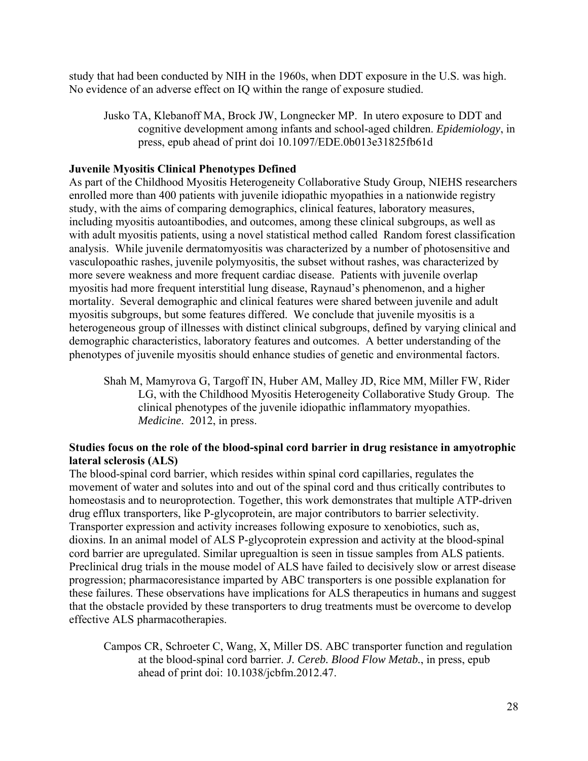study that had been conducted by NIH in the 1960s, when DDT exposure in the U.S. was high. No evidence of an adverse effect on IQ within the range of exposure studied.

> Jusko TA, Klebanoff MA, Brock JW, Longnecker MP. In utero exposure to DDT and cognitive development among infants and school-aged children. *Epidemiology*, in press, epub ahead of print doi 10.1097/EDE.0b013e31825fb61d

**Juvenile Myositis Clinical Phenotypes Defined**

As part of the Childhood Myositis Heterogeneity Collaborative Study Group, NIEHS researchers enrolled more than 400 patients with juvenile idiopathic myopathies in a nationwide registry study, with the aims of comparing demographics, clinical features, laboratory measures, including myositis autoantibodies, and outcomes, among these clinical subgroups, as well as with adult myositis patients, using a novel statistical method called Random forest classification analysis. While juvenile dermatomyositis was characterized by a number of photosensitive and vasculopoathic rashes, juvenile polymyositis, the subset without rashes, was characterized by more severe weakness and more frequent cardiac disease. Patients with juvenile overlap myositis had more frequent interstitial lung disease, Raynaud's phenomenon, and a higher mortality. Several demographic and clinical features were shared between juvenile and adult myositis subgroups, but some features differed. We conclude that juvenile myositis is a heterogeneous group of illnesses with distinct clinical subgroups, defined by varying clinical and demographic characteristics, laboratory features and outcomes. A better understanding of the phenotypes of juvenile myositis should enhance studies of genetic and environmental factors.

> Shah M, Mamyrova G, Targoff IN, Huber AM, Malley JD, Rice MM, Miller FW, Rider LG, with the Childhood Myositis Heterogeneity Collaborative Study Group. The clinical phenotypes of the juvenile idiopathic inflammatory myopathies. *Medicine*. 2012, in press.

**Studies focus on the role of the blood-spinal cord barrier in drug resistance in amyotrophic lateral sclerosis (ALS)**

The blood-spinal cord barrier, which resides within spinal cord capillaries, regulates the movement of water and solutes into and out of the spinal cord and thus critically contributes to homeostasis and to neuroprotection. Together, this work demonstrates that multiple ATP-driven drug efflux transporters, like P-glycoprotein, are major contributors to barrier selectivity. Transporter expression and activity increases following exposure to xenobiotics, such as, dioxins. In an animal model of ALS P-glycoprotein expression and activity at the blood-spinal cord barrier are upregulated. Similar upregualtion is seen in tissue samples from ALS patients. Preclinical drug trials in the mouse model of ALS have failed to decisively slow or arrest disease progression; pharmacoresistance imparted by ABC transporters is one possible explanation for these failures. These observations have implications for ALS therapeutics in humans and suggest that the obstacle provided by these transporters to drug treatments must be overcome to develop effective ALS pharmacotherapies.

> Campos CR, Schroeter C, Wang, X, Miller DS. ABC transporter function and regulation at the blood-spinal cord barrier. *J. Cereb. Blood Flow Metab.*, in press, epub ahead of print doi: 10.1038/jcbfm.2012.47.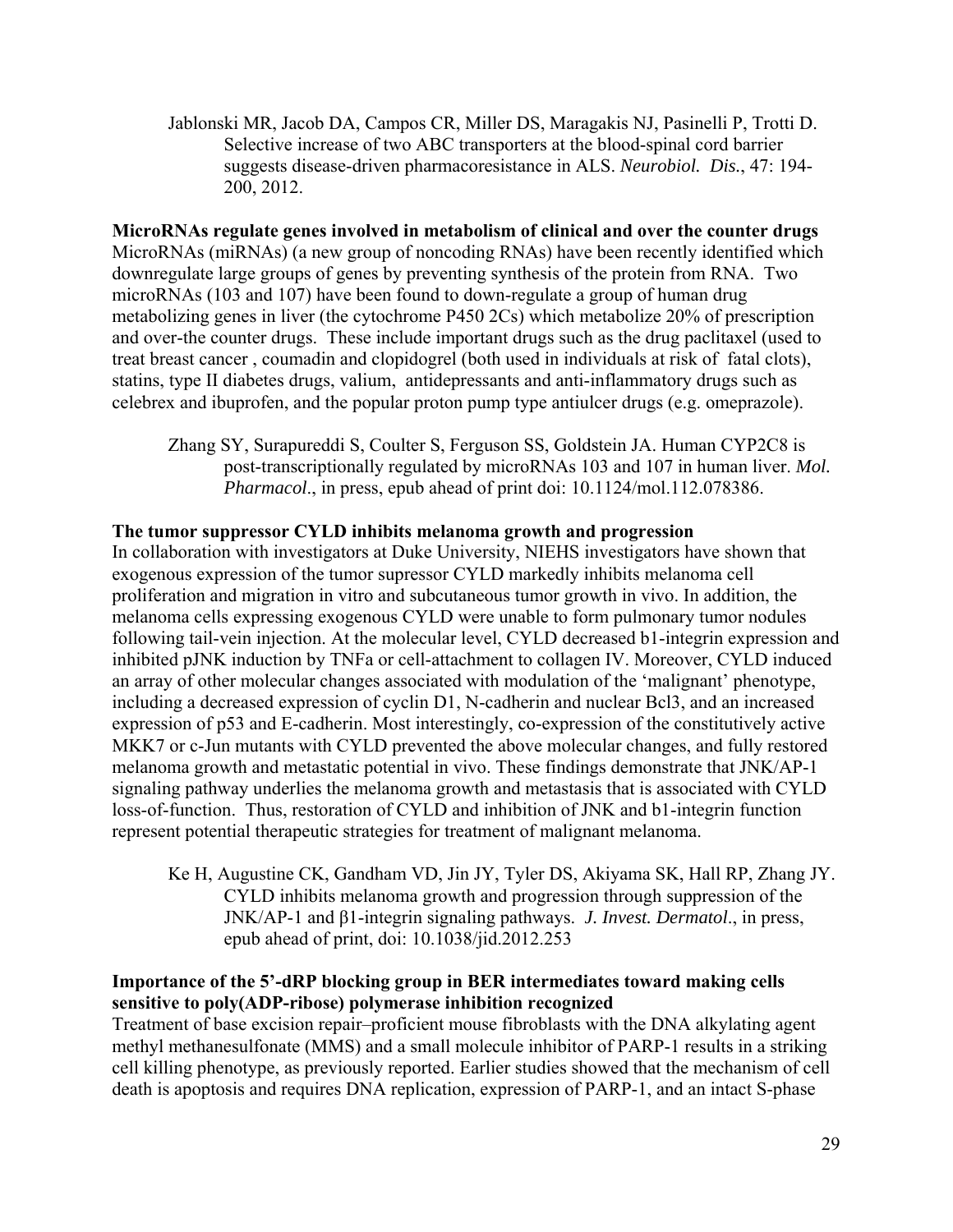Jablonski MR, Jacob DA, Campos CR, Miller DS, Maragakis NJ, Pasinelli P, Trotti D. Selective increase of two ABC transporters at the blood-spinal cord barrier suggests disease-driven pharmacoresistance in ALS. *Neurobiol. Dis.*, 47: 194-200, 2012.

**MicroRNAs regulate genes involved in metabolism of clinical and over the counter drugs**

MicroRNAs (miRNAs) (a new group of noncoding RNAs) have been recently identified which downregulate large groups of genes by preventing synthesis of the protein from RNA. Two microRNAs (103 and 107) have been found to down-regulate a group of human drug metabolizing genes in liver (the cytochrome P450 2Cs) which metabolize 20% of prescription and over-the counter drugs. These include important drugs such as the drug paclitaxel (used to treat breast cancer , coumadin and clopidogrel (both used in individuals at risk of fatal clots), statins, type II diabetes drugs, valium, antidepressants and anti-inflammatory drugs such as celebrex and ibuprofen, and the popular proton pump type antiulcer drugs (e.g. omeprazole).

Zhang SY, Surapureddi S, Coulter S, Ferguson SS, Goldstein JA. Human CYP2C8 is post-transcriptionally regulated by microRNAs 103 and 107 in human liver. *Mol. Pharmacol*., in press, epub ahead of print doi: 10.1124/mol.112.078386.

**The tumor suppressor CYLD inhibits melanoma growth and progression**

In collaboration with investigators at Duke University, NIEHS investigators have shown that exogenous expression of the tumor supressor CYLD markedly inhibits melanoma cell proliferation and migration in vitro and subcutaneous tumor growth in vivo. In addition, the melanoma cells expressing exogenous CYLD were unable to form pulmonary tumor nodules following tail-vein injection. At the molecular level, CYLD decreased b1-integrin expression and inhibited pJNK induction by TNFa or cell-attachment to collagen IV. Moreover, CYLD induced an array of other molecular changes associated with modulation of the 'malignant' phenotype, including a decreased expression of cyclin D1, N-cadherin and nuclear Bcl3, and an increased expression of p53 and E-cadherin. Most interestingly, co-expression of the constitutively active MKK7 or c-Jun mutants with CYLD prevented the above molecular changes, and fully restored melanoma growth and metastatic potential in vivo. These findings demonstrate that JNK/AP-1 signaling pathway underlies the melanoma growth and metastasis that is associated with CYLD loss-of-function. Thus, restoration of CYLD and inhibition of JNK and b1-integrin function represent potential therapeutic strategies for treatment of malignant melanoma.

Ke H, Augustine CK, Gandham VD, Jin JY, Tyler DS, Akiyama SK, Hall RP, Zhang JY. CYLD inhibits melanoma growth and progression through suppression of the JNK/AP-1 and β1-integrin signaling pathways. *J. Invest. Dermatol*., in press, epub ahead of print, doi: 10.1038/jid.2012.253

**Importance of the 5'-dRP blocking group in BER intermediates toward making cells sensitive to poly(ADP-ribose) polymerase inhibition recognized**

Treatment of base excision repair–proficient mouse fibroblasts with the DNA alkylating agent methyl methanesulfonate (MMS) and a small molecule inhibitor of PARP-1 results in a striking cell killing phenotype, as previously reported. Earlier studies showed that the mechanism of cell death is apoptosis and requires DNA replication, expression of PARP-1, and an intact S-phase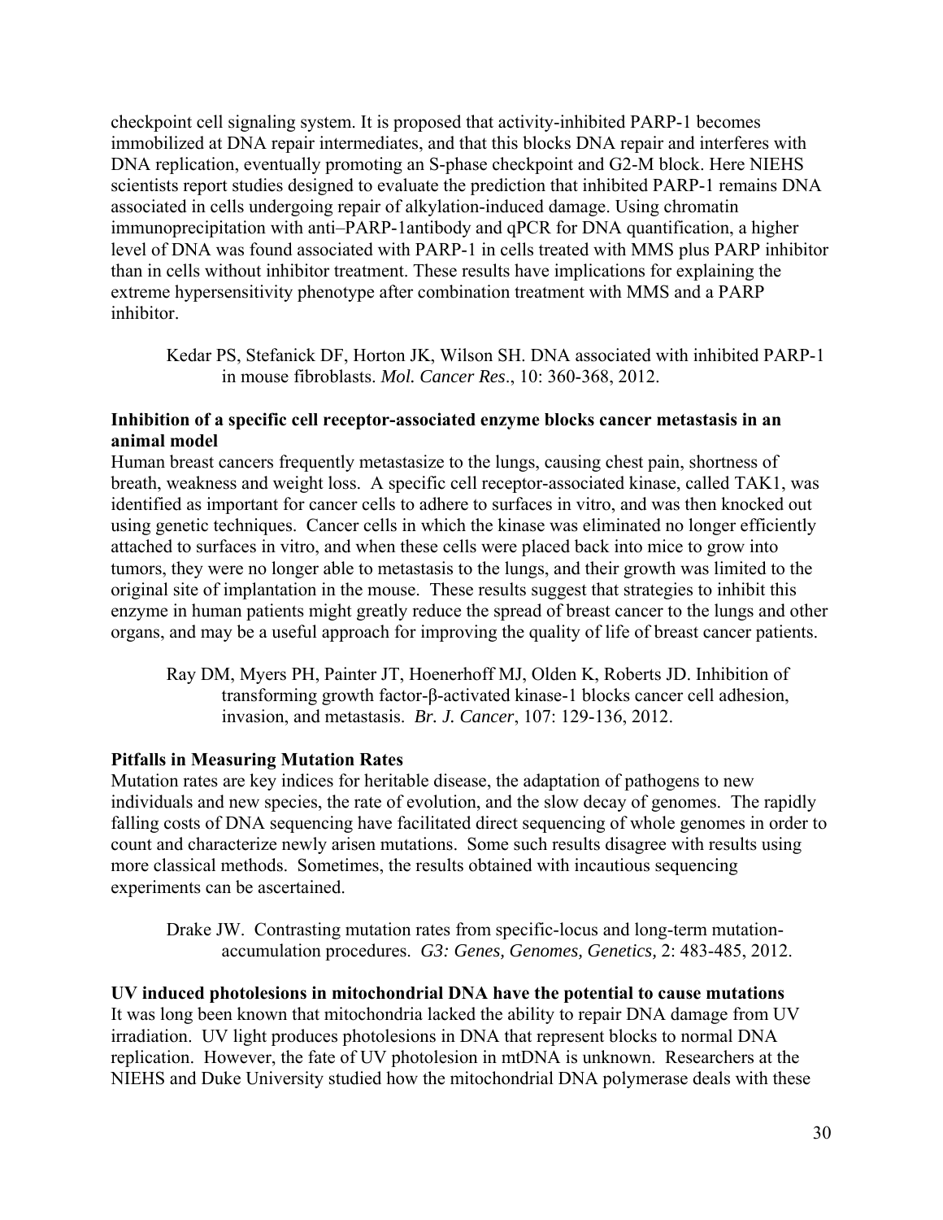checkpoint cell signaling system. It is proposed that activity-inhibited PARP-1 becomes immobilized at DNA repair intermediates, and that this blocks DNA repair and interferes with DNA replication, eventually promoting an S-phase checkpoint and G2-M block. Here NIEHS scientists report studies designed to evaluate the prediction that inhibited PARP-1 remains DNA associated in cells undergoing repair of alkylation-induced damage. Using chromatin immunoprecipitation with anti–PARP-1antibody and qPCR for DNA quantification, a higher level of DNA was found associated with PARP-1 in cells treated with MMS plus PARP inhibitor than in cells without inhibitor treatment. These results have implications for explaining the extreme hypersensitivity phenotype after combination treatment with MMS and a PARP inhibitor.

> Kedar PS, Stefanick DF, Horton JK, Wilson SH. DNA associated with inhibited PARP-1 in mouse fibroblasts. *Mol. Cancer Res*., 10: 360-368, 2012.

**Inhibition of a specific cell receptor-associated enzyme blocks cancer metastasis in an animal model**

Human breast cancers frequently metastasize to the lungs, causing chest pain, shortness of breath, weakness and weight loss. A specific cell receptor-associated kinase, called TAK1, was identified as important for cancer cells to adhere to surfaces in vitro, and was then knocked out using genetic techniques. Cancer cells in which the kinase was eliminated no longer efficiently attached to surfaces in vitro, and when these cells were placed back into mice to grow into tumors, they were no longer able to metastasis to the lungs, and their growth was limited to the original site of implantation in the mouse. These results suggest that strategies to inhibit this enzyme in human patients might greatly reduce the spread of breast cancer to the lungs and other organs, and may be a useful approach for improving the quality of life of breast cancer patients.

> Ray DM, Myers PH, Painter JT, Hoenerhoff MJ, Olden K, Roberts JD. Inhibition of transforming growth factor-β-activated kinase-1 blocks cancer cell adhesion, invasion, and metastasis. *Br. J. Cancer*, 107: 129-136, 2012.

**Pitfalls in Measuring Mutation Rates**

Mutation rates are key indices for heritable disease, the adaptation of pathogens to new individuals and new species, the rate of evolution, and the slow decay of genomes. The rapidly falling costs of DNA sequencing have facilitated direct sequencing of whole genomes in order to count and characterize newly arisen mutations. Some such results disagree with results using more classical methods. Sometimes, the results obtained with incautious sequencing experiments can be ascertained.

> Drake JW. Contrasting mutation rates from specific-locus and long-term mutation-accumulation procedures. *G3: Genes, Genomes, Genetics,* 2: 483-485, 2012.

**UV induced photolesions in mitochondrial DNA have the potential to cause mutations**

It was long been known that mitochondria lacked the ability to repair DNA damage from UV irradiation. UV light produces photolesions in DNA that represent blocks to normal DNA replication. However, the fate of UV photolesion in mtDNA is unknown. Researchers at the NIEHS and Duke University studied how the mitochondrial DNA polymerase deals with these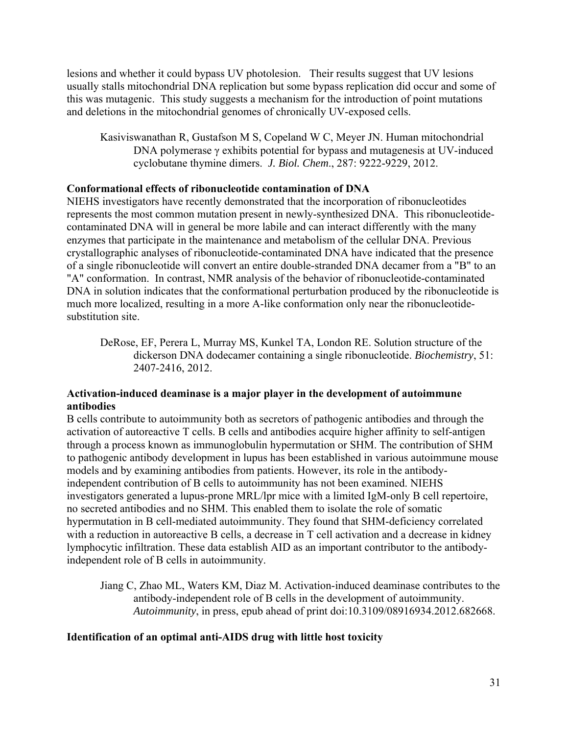lesions and whether it could bypass UV photolesion. Their results suggest that UV lesions usually stalls mitochondrial DNA replication but some bypass replication did occur and some of this was mutagenic. This study suggests a mechanism for the introduction of point mutations and deletions in the mitochondrial genomes of chronically UV-exposed cells.

> Kasiviswanathan R, Gustafson M S, Copeland W C, Meyer JN. Human mitochondrial DNA polymerase γ exhibits potential for bypass and mutagenesis at UV-induced cyclobutane thymine dimers. *J. Biol. Chem*., 287: 9222-9229, 2012.

**Conformational effects of ribonucleotide contamination of DNA**

NIEHS investigators have recently demonstrated that the incorporation of ribonucleotides represents the most common mutation present in newly-synthesized DNA. This ribonucleotide-contaminated DNA will in general be more labile and can interact differently with the many enzymes that participate in the maintenance and metabolism of the cellular DNA. Previous crystallographic analyses of ribonucleotide-contaminated DNA have indicated that the presence of a single ribonucleotide will convert an entire double-stranded DNA decamer from a "B" to an "A" conformation. In contrast, NMR analysis of the behavior of ribonucleotide-contaminated DNA in solution indicates that the conformational perturbation produced by the ribonucleotide is much more localized, resulting in a more A-like conformation only near the ribonucleotide-substitution site.

> DeRose, EF, Perera L, Murray MS, Kunkel TA, London RE. Solution structure of the dickerson DNA dodecamer containing a single ribonucleotide. *Biochemistry*, 51: 2407-2416, 2012.

**Activation-induced deaminase is a major player in the development of autoimmune antibodies**

B cells contribute to autoimmunity both as secretors of pathogenic antibodies and through the activation of autoreactive T cells. B cells and antibodies acquire higher affinity to self-antigen through a process known as immunoglobulin hypermutation or SHM. The contribution of SHM to pathogenic antibody development in lupus has been established in various autoimmune mouse models and by examining antibodies from patients. However, its role in the antibody-independent contribution of B cells to autoimmunity has not been examined. NIEHS investigators generated a lupus-prone MRL/lpr mice with a limited IgM-only B cell repertoire, no secreted antibodies and no SHM. This enabled them to isolate the role of somatic hypermutation in B cell-mediated autoimmunity. They found that SHM-deficiency correlated with a reduction in autoreactive B cells, a decrease in T cell activation and a decrease in kidney lymphocytic infiltration. These data establish AID as an important contributor to the antibody-independent role of B cells in autoimmunity.

> Jiang C, Zhao ML, Waters KM, Diaz M. Activation-induced deaminase contributes to the antibody-independent role of B cells in the development of autoimmunity. *Autoimmunity*, in press, epub ahead of print doi:10.3109/08916934.2012.682668.

**Identification of an optimal anti-AIDS drug with little host toxicity**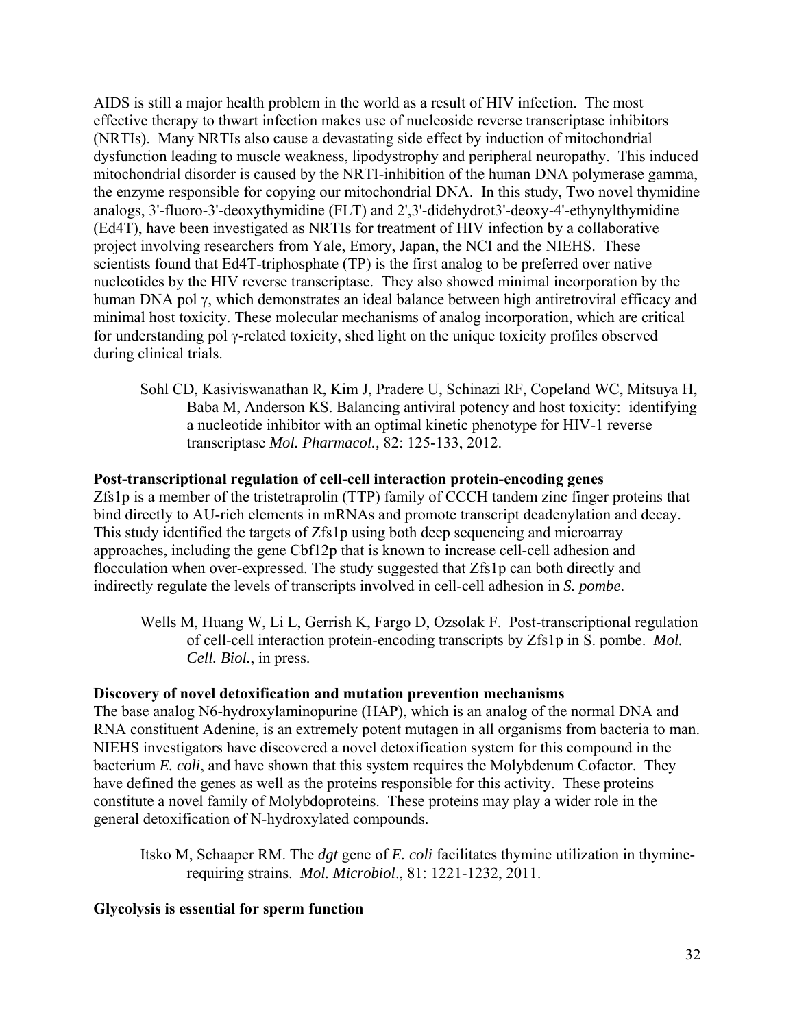AIDS is still a major health problem in the world as a result of HIV infection. The most effective therapy to thwart infection makes use of nucleoside reverse transcriptase inhibitors (NRTIs). Many NRTIs also cause a devastating side effect by induction of mitochondrial dysfunction leading to muscle weakness, lipodystrophy and peripheral neuropathy. This induced mitochondrial disorder is caused by the NRTI-inhibition of the human DNA polymerase gamma, the enzyme responsible for copying our mitochondrial DNA. In this study, Two novel thymidine analogs, 3'-fluoro-3'-deoxythymidine (FLT) and 2',3'-didehydrot3'-deoxy-4'-ethynylthymidine (Ed4T), have been investigated as NRTIs for treatment of HIV infection by a collaborative project involving researchers from Yale, Emory, Japan, the NCI and the NIEHS. These scientists found that Ed4T-triphosphate (TP) is the first analog to be preferred over native nucleotides by the HIV reverse transcriptase. They also showed minimal incorporation by the human DNA pol γ, which demonstrates an ideal balance between high antiretroviral efficacy and minimal host toxicity. These molecular mechanisms of analog incorporation, which are critical for understanding pol γ-related toxicity, shed light on the unique toxicity profiles observed during clinical trials.

> Sohl CD, Kasiviswanathan R, Kim J, Pradere U, Schinazi RF, Copeland WC, Mitsuya H, Baba M, Anderson KS. Balancing antiviral potency and host toxicity: identifying a nucleotide inhibitor with an optimal kinetic phenotype for HIV-1 reverse transcriptase *Mol. Pharmacol.,* 82: 125-133, 2012.

**Post-transcriptional regulation of cell-cell interaction protein-encoding genes**

Zfs1p is a member of the tristetraprolin (TTP) family of CCCH tandem zinc finger proteins that bind directly to AU-rich elements in mRNAs and promote transcript deadenylation and decay. This study identified the targets of Zfs1p using both deep sequencing and microarray approaches, including the gene Cbf12p that is known to increase cell-cell adhesion and flocculation when over-expressed. The study suggested that Zfs1p can both directly and indirectly regulate the levels of transcripts involved in cell-cell adhesion in *S. pombe*.

> Wells M, Huang W, Li L, Gerrish K, Fargo D, Ozsolak F. Post-transcriptional regulation of cell-cell interaction protein-encoding transcripts by Zfs1p in S. pombe. *Mol. Cell. Biol.*, in press.

**Discovery of novel detoxification and mutation prevention mechanisms**

The base analog N6-hydroxylaminopurine (HAP), which is an analog of the normal DNA and RNA constituent Adenine, is an extremely potent mutagen in all organisms from bacteria to man. NIEHS investigators have discovered a novel detoxification system for this compound in the bacterium *E. coli*, and have shown that this system requires the Molybdenum Cofactor. They have defined the genes as well as the proteins responsible for this activity. These proteins constitute a novel family of Molybdoproteins. These proteins may play a wider role in the general detoxification of N-hydroxylated compounds.

> Itsko M, Schaaper RM. The *dgt* gene of *E. coli* facilitates thymine utilization in thymine-requiring strains. *Mol. Microbiol*., 81: 1221-1232, 2011.

**Glycolysis is essential for sperm function**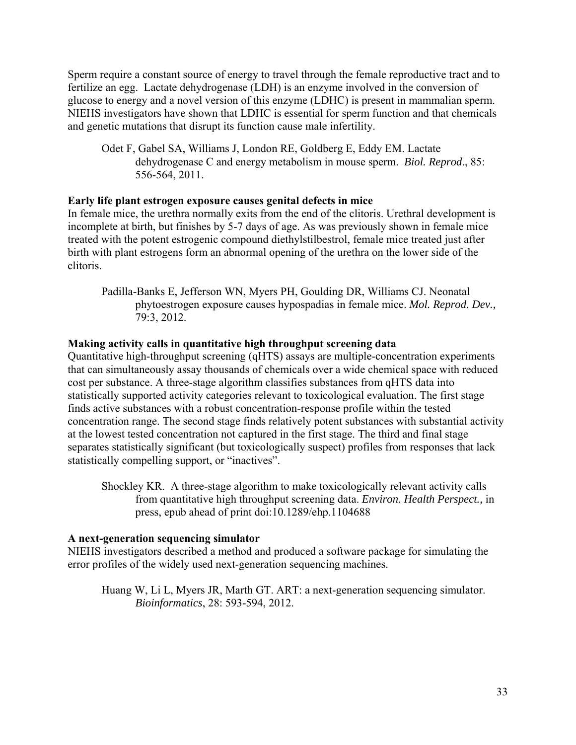Sperm require a constant source of energy to travel through the female reproductive tract and to fertilize an egg. Lactate dehydrogenase (LDH) is an enzyme involved in the conversion of glucose to energy and a novel version of this enzyme (LDHC) is present in mammalian sperm. NIEHS investigators have shown that LDHC is essential for sperm function and that chemicals and genetic mutations that disrupt its function cause male infertility.

> Odet F, Gabel SA, Williams J, London RE, Goldberg E, Eddy EM. Lactate dehydrogenase C and energy metabolism in mouse sperm. *Biol. Reprod*., 85: 556-564, 2011.

**Early life plant estrogen exposure causes genital defects in mice**

In female mice, the urethra normally exits from the end of the clitoris. Urethral development is incomplete at birth, but finishes by 5-7 days of age. As was previously shown in female mice treated with the potent estrogenic compound diethylstilbestrol, female mice treated just after birth with plant estrogens form an abnormal opening of the urethra on the lower side of the clitoris.

> Padilla-Banks E, Jefferson WN, Myers PH, Goulding DR, Williams CJ. Neonatal phytoestrogen exposure causes hypospadias in female mice. *Mol. Reprod. Dev.,* 79:3, 2012.

**Making activity calls in quantitative high throughput screening data**

Quantitative high-throughput screening (qHTS) assays are multiple-concentration experiments that can simultaneously assay thousands of chemicals over a wide chemical space with reduced cost per substance. A three-stage algorithm classifies substances from qHTS data into statistically supported activity categories relevant to toxicological evaluation. The first stage finds active substances with a robust concentration-response profile within the tested concentration range. The second stage finds relatively potent substances with substantial activity at the lowest tested concentration not captured in the first stage. The third and final stage separates statistically significant (but toxicologically suspect) profiles from responses that lack statistically compelling support, or "inactives".

> Shockley KR. A three-stage algorithm to make toxicologically relevant activity calls from quantitative high throughput screening data. *Environ. Health Perspect.,* in press, epub ahead of print doi:10.1289/ehp.1104688

**A next-generation sequencing simulator**

NIEHS investigators described a method and produced a software package for simulating the error profiles of the widely used next-generation sequencing machines.

> Huang W, Li L, Myers JR, Marth GT. ART: a next-generation sequencing simulator. *Bioinformatics*, 28: 593-594, 2012.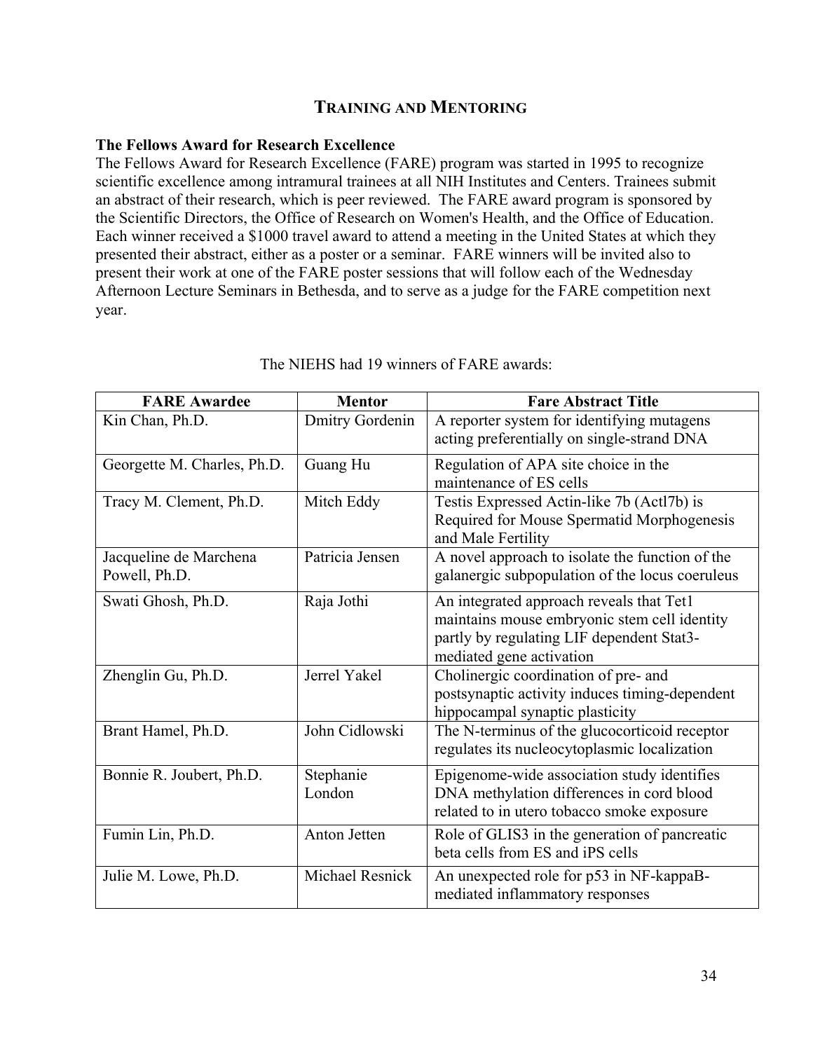## TRAINING AND MENTORING

### The Fellows Award for Research Excellence

The Fellows Award for Research Excellence (FARE) program was started in 1995 to recognize scientific excellence among intramural trainees at all NIH Institutes and Centers. Trainees submit an abstract of their research, which is peer reviewed. The FARE award program is sponsored by the Scientific Directors, the Office of Research on Women's Health, and the Office of Education. Each winner received a $1000 travel award to attend a meeting in the United States at which they presented their abstract, either as a poster or a seminar. FARE winners will be invited also to present their work at one of the FARE poster sessions that will follow each of the Wednesday Afternoon Lecture Seminars in Bethesda, and to serve as a judge for the FARE competition next year.

The NIEHS had 19 winners of FARE awards:

| FARE Awardee | Mentor | Fare Abstract Title |
|---|---|---|
| Kin Chan, Ph.D. | Dmitry Gordenin | A reporter system for identifying mutagens acting preferentially on single-strand DNA |
| Georgette M. Charles, Ph.D. | Guang Hu | Regulation of APA site choice in the maintenance of ES cells |
| Tracy M. Clement, Ph.D. | Mitch Eddy | Testis Expressed Actin-like 7b (Actl7b) is Required for Mouse Spermatid Morphogenesis and Male Fertility |
| Jacqueline de Marchena Powell, Ph.D. | Patricia Jensen | A novel approach to isolate the function of the galanergic subpopulation of the locus coeruleus |
| Swati Ghosh, Ph.D. | Raja Jothi | An integrated approach reveals that Tet1 maintains mouse embryonic stem cell identity partly by regulating LIF dependent Stat3-mediated gene activation |
| Zhenglin Gu, Ph.D. | Jerrel Yakel | Cholinergic coordination of pre- and postsynaptic activity induces timing-dependent hippocampal synaptic plasticity |
| Brant Hamel, Ph.D. | John Cidlowski | The N-terminus of the glucocorticoid receptor regulates its nucleocytoplasmic localization |
| Bonnie R. Joubert, Ph.D. | Stephanie London | Epigenome-wide association study identifies DNA methylation differences in cord blood related to in utero tobacco smoke exposure |
| Fumin Lin, Ph.D. | Anton Jetten | Role of GLIS3 in the generation of pancreatic beta cells from ES and iPS cells |
| Julie M. Lowe, Ph.D. | Michael Resnick | An unexpected role for p53 in NF-kappaB-mediated inflammatory responses |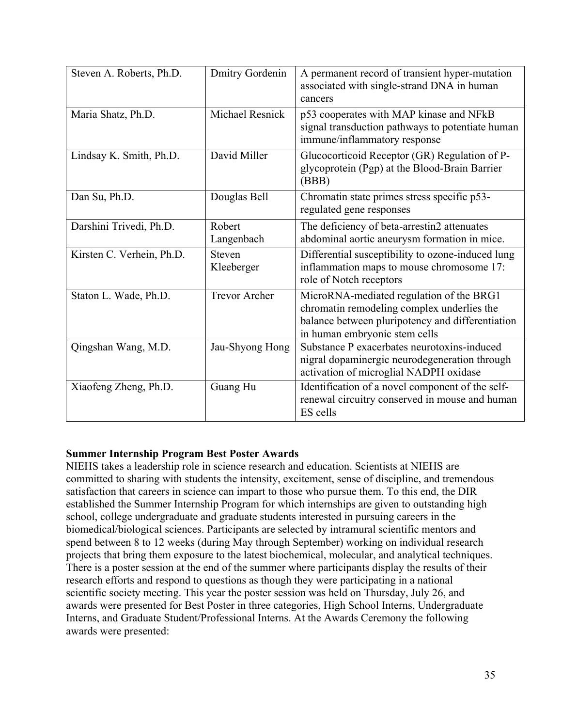| | | |
|---|---|---|
| Steven A. Roberts, Ph.D. | Dmitry Gordenin | A permanent record of transient hyper-mutation associated with single-strand DNA in human cancers |
| Maria Shatz, Ph.D. | Michael Resnick | p53 cooperates with MAP kinase and NFkB signal transduction pathways to potentiate human immune/inflammatory response |
| Lindsay K. Smith, Ph.D. | David Miller | Glucocorticoid Receptor (GR) Regulation of P-glycoprotein (Pgp) at the Blood-Brain Barrier (BBB) |
| Dan Su, Ph.D. | Douglas Bell | Chromatin state primes stress specific p53-regulated gene responses |
| Darshini Trivedi, Ph.D. | Robert Langenbach | The deficiency of beta-arrestin2 attenuates abdominal aortic aneurysm formation in mice. |
| Kirsten C. Verhein, Ph.D. | Steven Kleeberger | Differential susceptibility to ozone-induced lung inflammation maps to mouse chromosome 17: role of Notch receptors |
| Staton L. Wade, Ph.D. | Trevor Archer | MicroRNA-mediated regulation of the BRG1 chromatin remodeling complex underlies the balance between pluripotency and differentiation in human embryonic stem cells |
| Qingshan Wang, M.D. | Jau-Shyong Hong | Substance P exacerbates neurotoxins-induced nigral dopaminergic neurodegeneration through activation of microglial NADPH oxidase |
| Xiaofeng Zheng, Ph.D. | Guang Hu | Identification of a novel component of the self-renewal circuitry conserved in mouse and human ES cells |

**Summer Internship Program Best Poster Awards**

NIEHS takes a leadership role in science research and education. Scientists at NIEHS are committed to sharing with students the intensity, excitement, sense of discipline, and tremendous satisfaction that careers in science can impart to those who pursue them. To this end, the DIR established the Summer Internship Program for which internships are given to outstanding high school, college undergraduate and graduate students interested in pursuing careers in the biomedical/biological sciences. Participants are selected by intramural scientific mentors and spend between 8 to 12 weeks (during May through September) working on individual research projects that bring them exposure to the latest biochemical, molecular, and analytical techniques. There is a poster session at the end of the summer where participants display the results of their research efforts and respond to questions as though they were participating in a national scientific society meeting. This year the poster session was held on Thursday, July 26, and awards were presented for Best Poster in three categories, High School Interns, Undergraduate Interns, and Graduate Student/Professional Interns. At the Awards Ceremony the following awards were presented: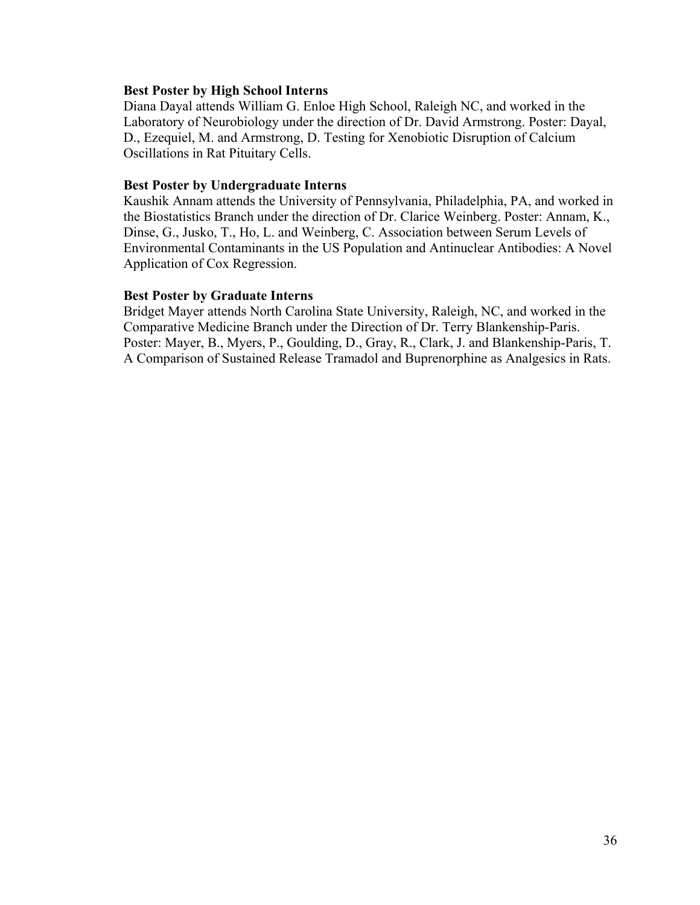**Best Poster by High School Interns**

Diana Dayal attends William G. Enloe High School, Raleigh NC, and worked in the Laboratory of Neurobiology under the direction of Dr. David Armstrong. Poster: Dayal, D., Ezequiel, M. and Armstrong, D. Testing for Xenobiotic Disruption of Calcium Oscillations in Rat Pituitary Cells.

**Best Poster by Undergraduate Interns**

Kaushik Annam attends the University of Pennsylvania, Philadelphia, PA, and worked in the Biostatistics Branch under the direction of Dr. Clarice Weinberg. Poster: Annam, K., Dinse, G., Jusko, T., Ho, L. and Weinberg, C. Association between Serum Levels of Environmental Contaminants in the US Population and Antinuclear Antibodies: A Novel Application of Cox Regression.

**Best Poster by Graduate Interns**

Bridget Mayer attends North Carolina State University, Raleigh, NC, and worked in the Comparative Medicine Branch under the Direction of Dr. Terry Blankenship-Paris. Poster: Mayer, B., Myers, P., Goulding, D., Gray, R., Clark, J. and Blankenship-Paris, T. A Comparison of Sustained Release Tramadol and Buprenorphine as Analgesics in Rats.